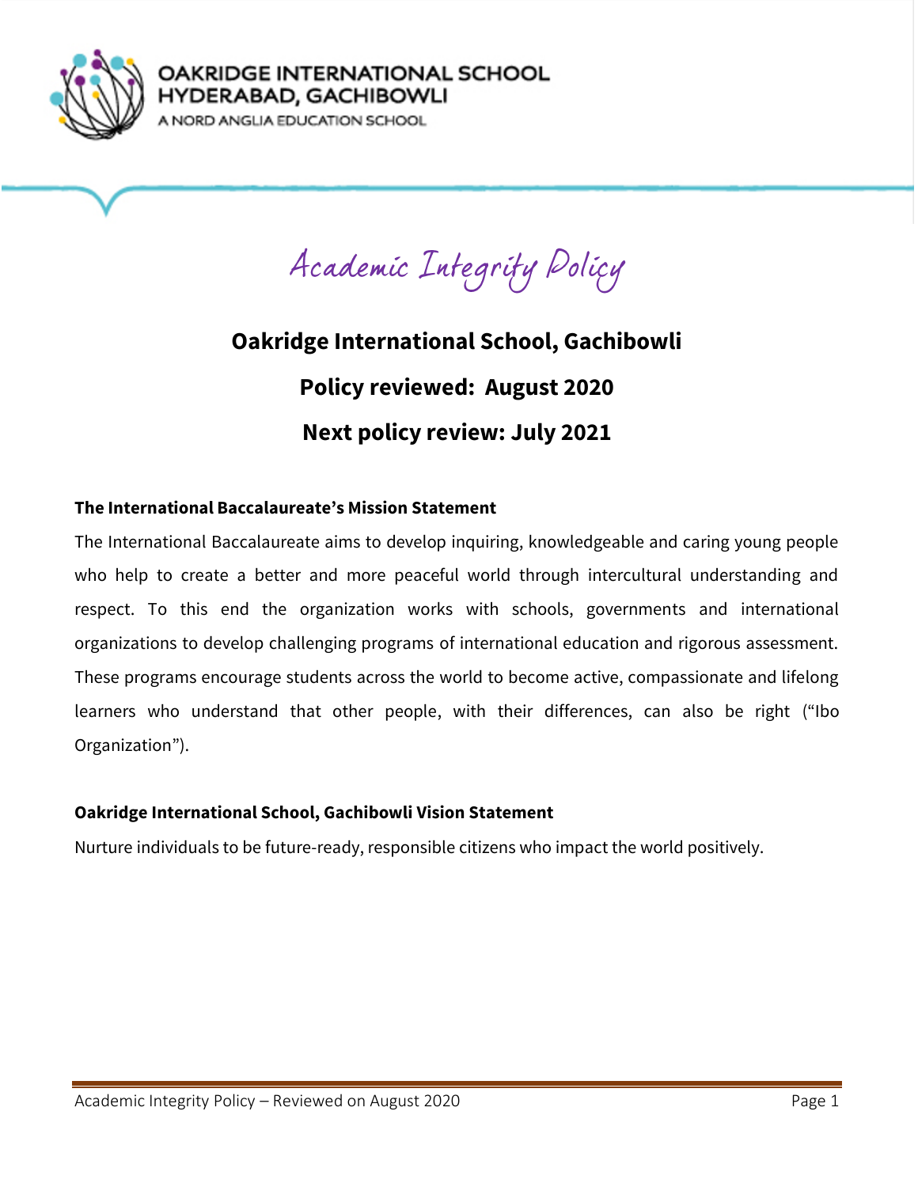OAKRIDGE INTERNATIONAL SCHOOL
HYDERABAD, GACHIBOWLI
A NORD ANGLIA EDUCATION SCHOOL

# Academic Integrity Policy

**Oakridge International School, Gachibowli**

**Policy reviewed: August 2020**

**Next policy review: July 2021**

### The International Baccalaureate's Mission Statement

The International Baccalaureate aims to develop inquiring, knowledgeable and caring young people who help to create a better and more peaceful world through intercultural understanding and respect. To this end the organization works with schools, governments and international organizations to develop challenging programs of international education and rigorous assessment. These programs encourage students across the world to become active, compassionate and lifelong learners who understand that other people, with their differences, can also be right ("Ibo Organization").

### Oakridge International School, Gachibowli Vision Statement

Nurture individuals to be future-ready, responsible citizens who impact the world positively.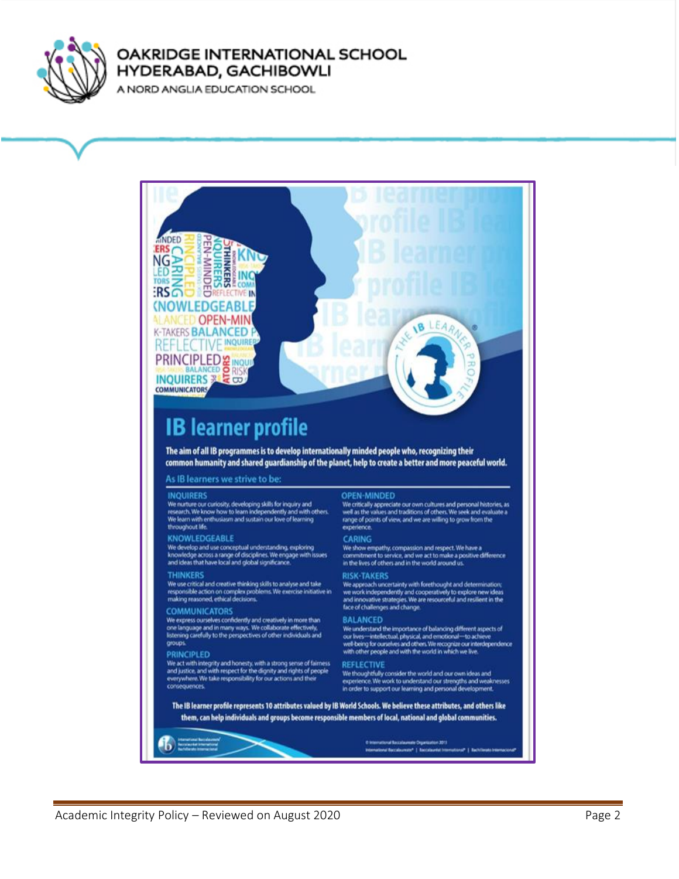# IB learner profile

**The aim of all IB programmes is to develop internationally minded people who, recognizing their common humanity and shared guardianship of the planet, help to create a better and more peaceful world.**

## As IB learners we strive to be:

**INQUIRERS**
We nurture our curiosity, developing skills for inquiry and research. We know how to learn independently and with others. We learn with enthusiasm and sustain our love of learning throughout life.

**KNOWLEDGEABLE**
We develop and use conceptual understanding, exploring knowledge across a range of disciplines. We engage with issues and ideas that have local and global significance.

**THINKERS**
We use critical and creative thinking skills to analyse and take responsible action on complex problems. We exercise initiative in making reasoned, ethical decisions.

**COMMUNICATORS**
We express ourselves confidently and creatively in more than one language and in many ways. We collaborate effectively, listening carefully to the perspectives of other individuals and groups.

**PRINCIPLED**
We act with integrity and honesty, with a strong sense of fairness and justice, and with respect for the dignity and rights of people everywhere. We take responsibility for our actions and their consequences.

**OPEN-MINDED**
We critically appreciate our own cultures and personal histories, as well as the values and traditions of others. We seek and evaluate a range of points of view, and we are willing to grow from the experience.

**CARING**
We show empathy, compassion and respect. We have a commitment to service, and we act to make a positive difference in the lives of others and in the world around us.

**RISK-TAKERS**
We approach uncertainty with forethought and determination; we work independently and cooperatively to explore new ideas and innovative strategies. We are resourceful and resilient in the face of challenges and change.

**BALANCED**
We understand the importance of balancing different aspects of our lives—intellectual, physical, and emotional—to achieve well-being for ourselves and others. We recognize our interdependence with other people and with the world in which we live.

**REFLECTIVE**
We thoughtfully consider the world and our own ideas and experience. We work to understand our strengths and weaknesses in order to support our learning and personal development.

**The IB learner profile represents 10 attributes valued by IB World Schools. We believe these attributes, and others like them, can help individuals and groups become responsible members of local, national and global communities.**

© International Baccalaureate Organization 2013
International Baccalaureate® | Baccalauréat International® | Bachillerato Internacional®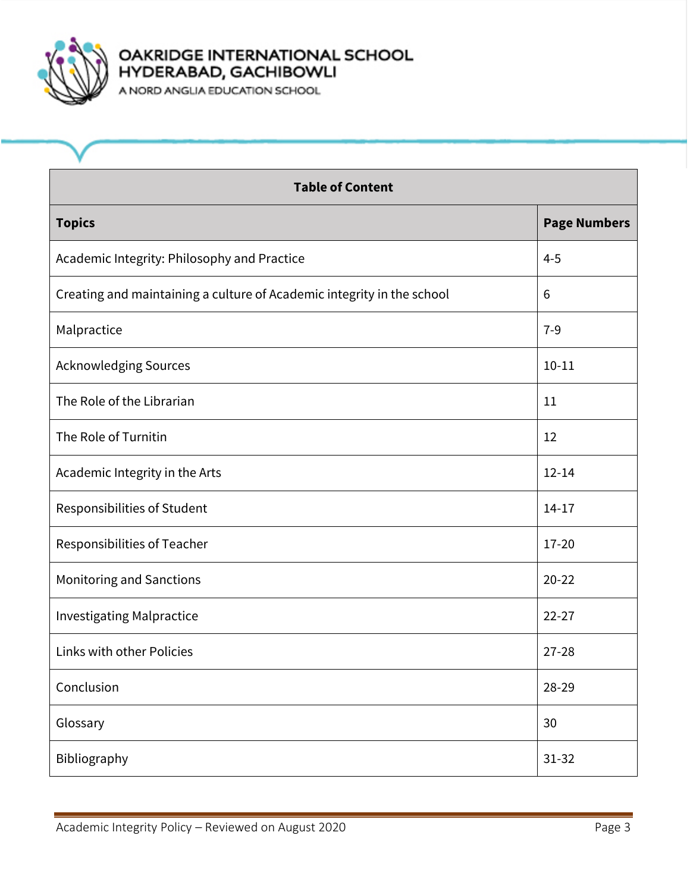| Table of Content | |
|---|---|
| **Topics** | **Page Numbers** |
| Academic Integrity: Philosophy and Practice | 4-5 |
| Creating and maintaining a culture of Academic integrity in the school | 6 |
| Malpractice | 7-9 |
| Acknowledging Sources | 10-11 |
| The Role of the Librarian | 11 |
| The Role of Turnitin | 12 |
| Academic Integrity in the Arts | 12-14 |
| Responsibilities of Student | 14-17 |
| Responsibilities of Teacher | 17-20 |
| Monitoring and Sanctions | 20-22 |
| Investigating Malpractice | 22-27 |
| Links with other Policies | 27-28 |
| Conclusion | 28-29 |
| Glossary | 30 |
| Bibliography | 31-32 |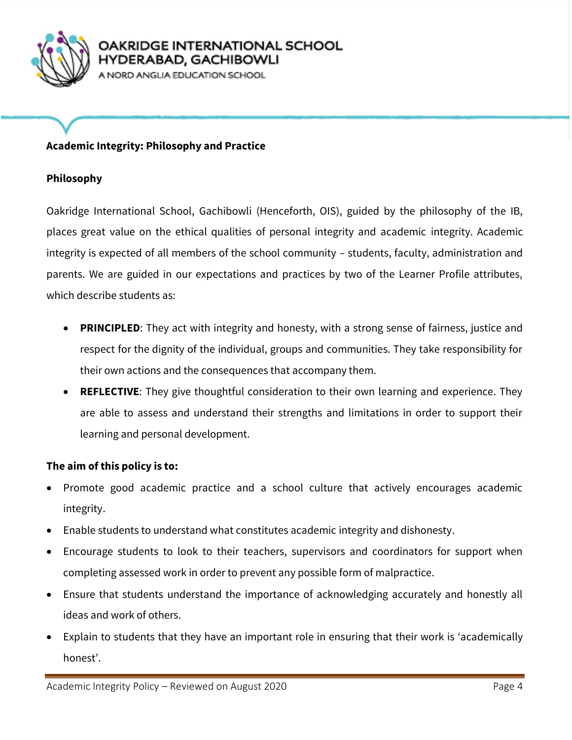## Academic Integrity: Philosophy and Practice

### Philosophy

Oakridge International School, Gachibowli (Henceforth, OIS), guided by the philosophy of the IB, places great value on the ethical qualities of personal integrity and academic integrity. Academic integrity is expected of all members of the school community – students, faculty, administration and parents. We are guided in our expectations and practices by two of the Learner Profile attributes, which describe students as:

- **PRINCIPLED**: They act with integrity and honesty, with a strong sense of fairness, justice and respect for the dignity of the individual, groups and communities. They take responsibility for their own actions and the consequences that accompany them.
- **REFLECTIVE**: They give thoughtful consideration to their own learning and experience. They are able to assess and understand their strengths and limitations in order to support their learning and personal development.

**The aim of this policy is to:**

- Promote good academic practice and a school culture that actively encourages academic integrity.
- Enable students to understand what constitutes academic integrity and dishonesty.
- Encourage students to look to their teachers, supervisors and coordinators for support when completing assessed work in order to prevent any possible form of malpractice.
- Ensure that students understand the importance of acknowledging accurately and honestly all ideas and work of others.
- Explain to students that they have an important role in ensuring that their work is 'academically honest'.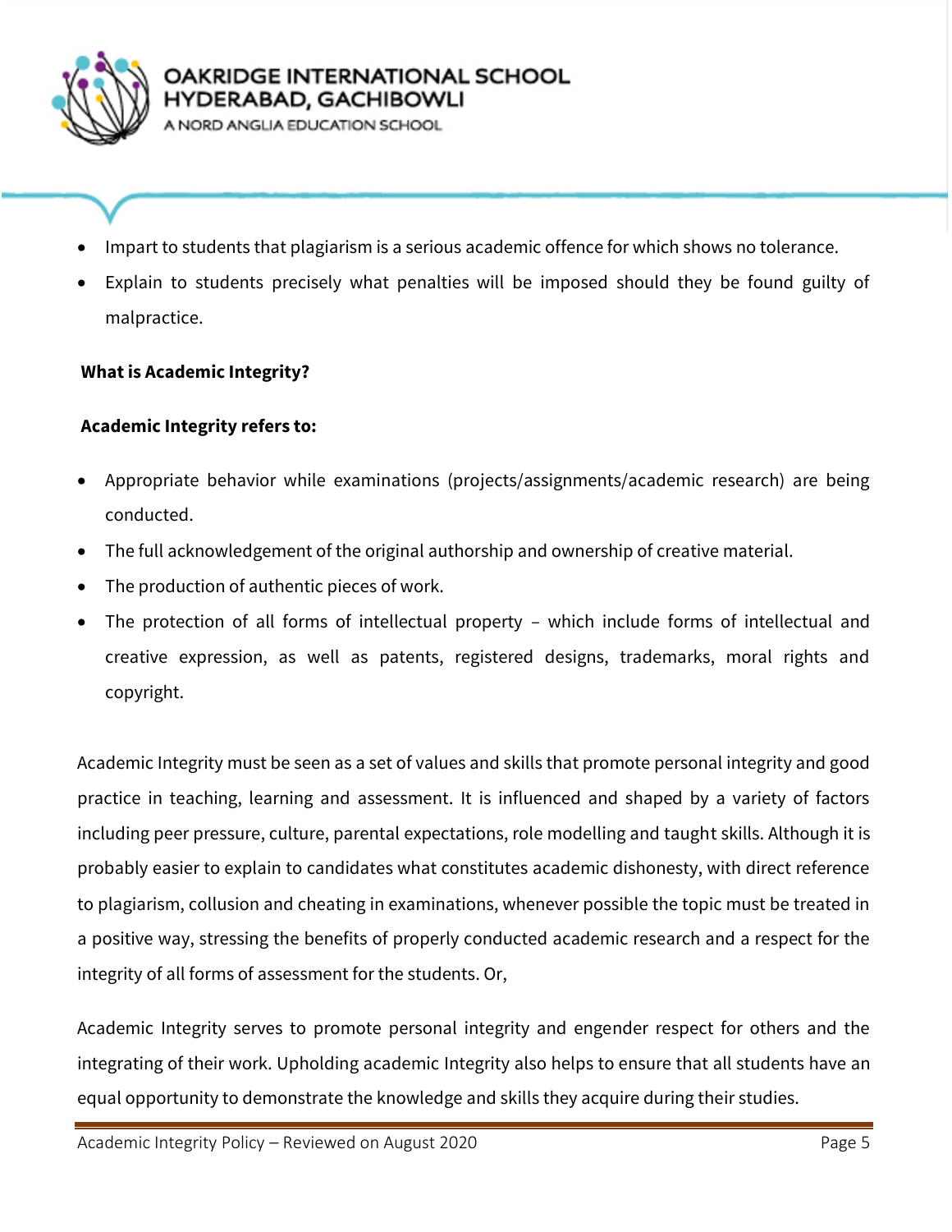- Impart to students that plagiarism is a serious academic offence for which shows no tolerance.
- Explain to students precisely what penalties will be imposed should they be found guilty of malpractice.

**What is Academic Integrity?**

**Academic Integrity refers to:**

- Appropriate behavior while examinations (projects/assignments/academic research) are being conducted.
- The full acknowledgement of the original authorship and ownership of creative material.
- The production of authentic pieces of work.
- The protection of all forms of intellectual property – which include forms of intellectual and creative expression, as well as patents, registered designs, trademarks, moral rights and copyright.

Academic Integrity must be seen as a set of values and skills that promote personal integrity and good practice in teaching, learning and assessment. It is influenced and shaped by a variety of factors including peer pressure, culture, parental expectations, role modelling and taught skills. Although it is probably easier to explain to candidates what constitutes academic dishonesty, with direct reference to plagiarism, collusion and cheating in examinations, whenever possible the topic must be treated in a positive way, stressing the benefits of properly conducted academic research and a respect for the integrity of all forms of assessment for the students. Or,

Academic Integrity serves to promote personal integrity and engender respect for others and the integrating of their work. Upholding academic Integrity also helps to ensure that all students have an equal opportunity to demonstrate the knowledge and skills they acquire during their studies.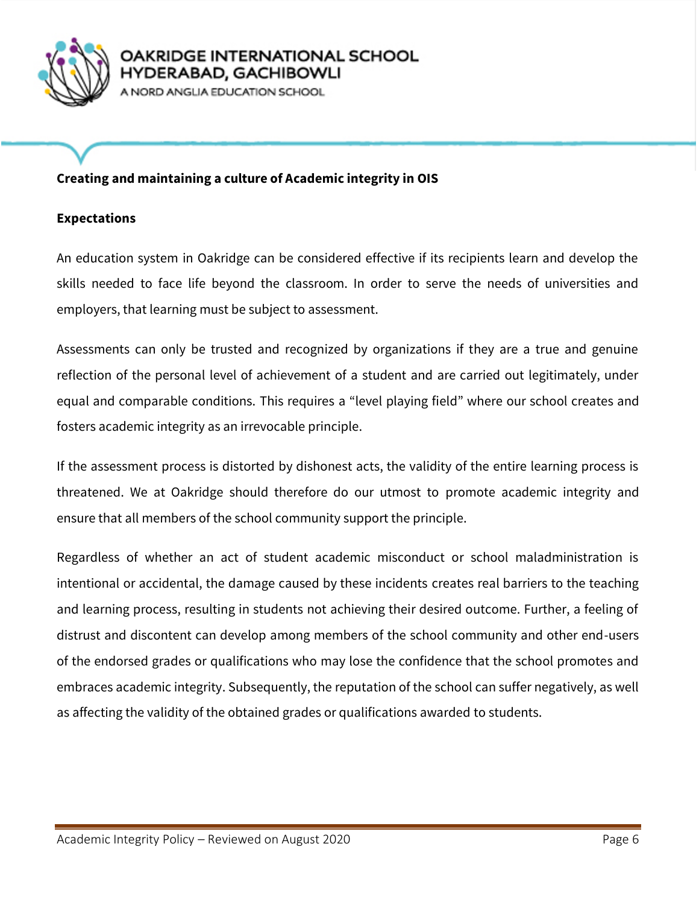## Creating and maintaining a culture of Academic integrity in OIS

### Expectations

An education system in Oakridge can be considered effective if its recipients learn and develop the skills needed to face life beyond the classroom. In order to serve the needs of universities and employers, that learning must be subject to assessment.

Assessments can only be trusted and recognized by organizations if they are a true and genuine reflection of the personal level of achievement of a student and are carried out legitimately, under equal and comparable conditions. This requires a "level playing field" where our school creates and fosters academic integrity as an irrevocable principle.

If the assessment process is distorted by dishonest acts, the validity of the entire learning process is threatened. We at Oakridge should therefore do our utmost to promote academic integrity and ensure that all members of the school community support the principle.

Regardless of whether an act of student academic misconduct or school maladministration is intentional or accidental, the damage caused by these incidents creates real barriers to the teaching and learning process, resulting in students not achieving their desired outcome. Further, a feeling of distrust and discontent can develop among members of the school community and other end-users of the endorsed grades or qualifications who may lose the confidence that the school promotes and embraces academic integrity. Subsequently, the reputation of the school can suffer negatively, as well as affecting the validity of the obtained grades or qualifications awarded to students.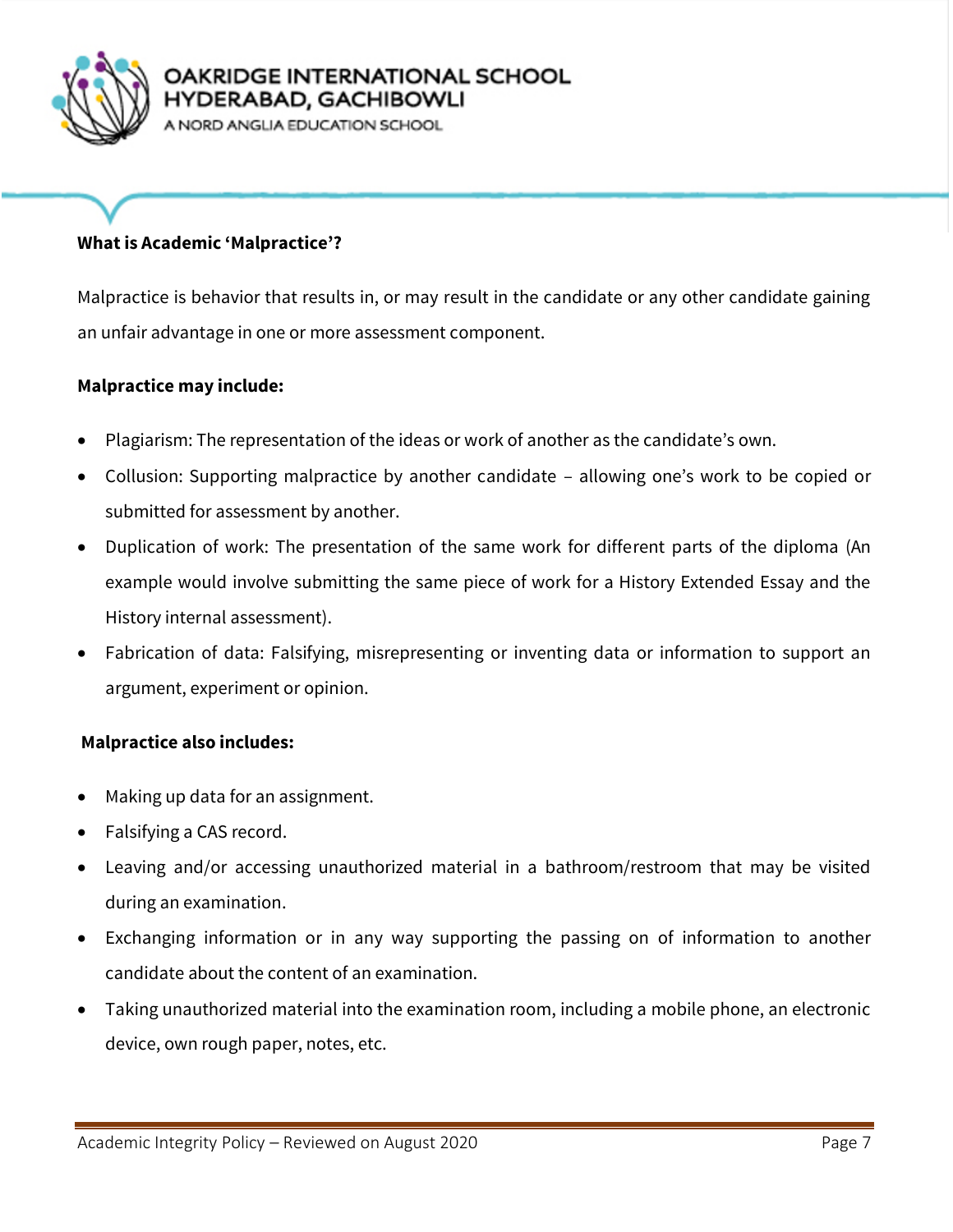**What is Academic 'Malpractice'?**

Malpractice is behavior that results in, or may result in the candidate or any other candidate gaining an unfair advantage in one or more assessment component.

**Malpractice may include:**

- Plagiarism: The representation of the ideas or work of another as the candidate's own.
- Collusion: Supporting malpractice by another candidate – allowing one's work to be copied or submitted for assessment by another.
- Duplication of work: The presentation of the same work for different parts of the diploma (An example would involve submitting the same piece of work for a History Extended Essay and the History internal assessment).
- Fabrication of data: Falsifying, misrepresenting or inventing data or information to support an argument, experiment or opinion.

**Malpractice also includes:**

- Making up data for an assignment.
- Falsifying a CAS record.
- Leaving and/or accessing unauthorized material in a bathroom/restroom that may be visited during an examination.
- Exchanging information or in any way supporting the passing on of information to another candidate about the content of an examination.
- Taking unauthorized material into the examination room, including a mobile phone, an electronic device, own rough paper, notes, etc.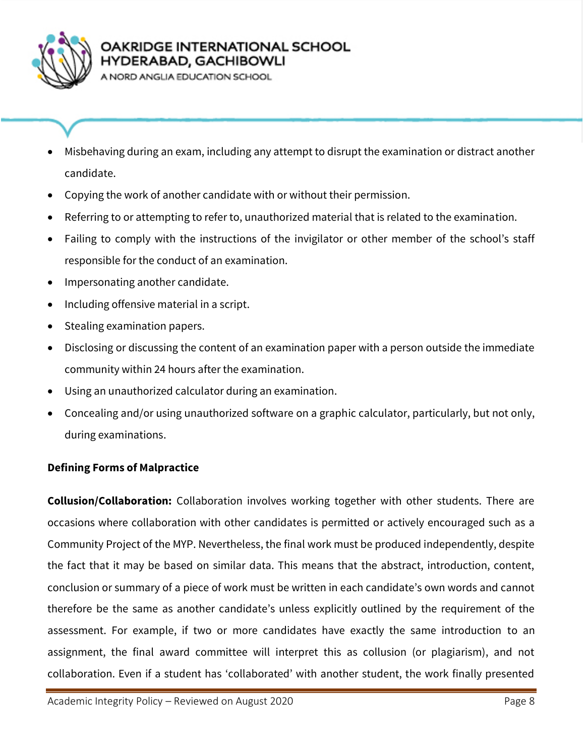- Misbehaving during an exam, including any attempt to disrupt the examination or distract another candidate.
- Copying the work of another candidate with or without their permission.
- Referring to or attempting to refer to, unauthorized material that is related to the examination.
- Failing to comply with the instructions of the invigilator or other member of the school's staff responsible for the conduct of an examination.
- Impersonating another candidate.
- Including offensive material in a script.
- Stealing examination papers.
- Disclosing or discussing the content of an examination paper with a person outside the immediate community within 24 hours after the examination.
- Using an unauthorized calculator during an examination.
- Concealing and/or using unauthorized software on a graphic calculator, particularly, but not only, during examinations.

**Defining Forms of Malpractice**

**Collusion/Collaboration:** Collaboration involves working together with other students. There are occasions where collaboration with other candidates is permitted or actively encouraged such as a Community Project of the MYP. Nevertheless, the final work must be produced independently, despite the fact that it may be based on similar data. This means that the abstract, introduction, content, conclusion or summary of a piece of work must be written in each candidate's own words and cannot therefore be the same as another candidate's unless explicitly outlined by the requirement of the assessment. For example, if two or more candidates have exactly the same introduction to an assignment, the final award committee will interpret this as collusion (or plagiarism), and not collaboration. Even if a student has 'collaborated' with another student, the work finally presented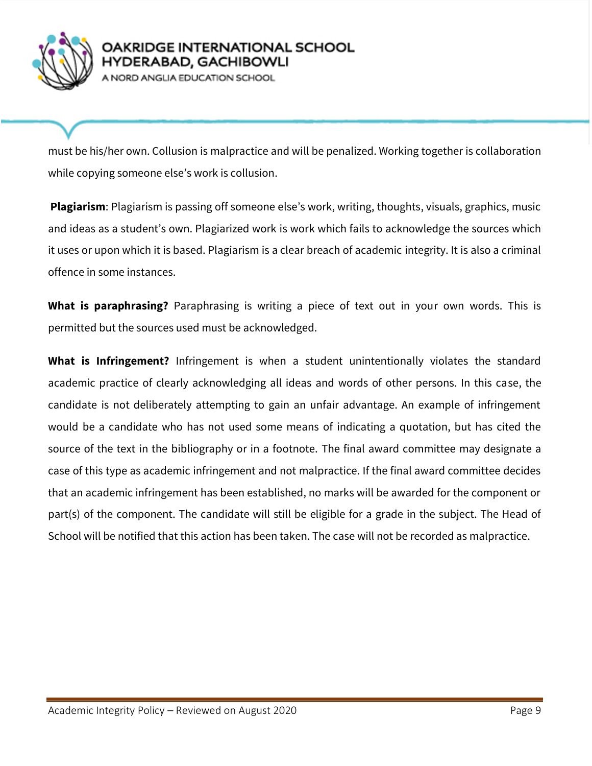must be his/her own. Collusion is malpractice and will be penalized. Working together is collaboration while copying someone else's work is collusion.

**Plagiarism**: Plagiarism is passing off someone else's work, writing, thoughts, visuals, graphics, music and ideas as a student's own. Plagiarized work is work which fails to acknowledge the sources which it uses or upon which it is based. Plagiarism is a clear breach of academic integrity. It is also a criminal offence in some instances.

**What is paraphrasing?** Paraphrasing is writing a piece of text out in your own words. This is permitted but the sources used must be acknowledged.

**What is Infringement?** Infringement is when a student unintentionally violates the standard academic practice of clearly acknowledging all ideas and words of other persons. In this case, the candidate is not deliberately attempting to gain an unfair advantage. An example of infringement would be a candidate who has not used some means of indicating a quotation, but has cited the source of the text in the bibliography or in a footnote. The final award committee may designate a case of this type as academic infringement and not malpractice. If the final award committee decides that an academic infringement has been established, no marks will be awarded for the component or part(s) of the component. The candidate will still be eligible for a grade in the subject. The Head of School will be notified that this action has been taken. The case will not be recorded as malpractice.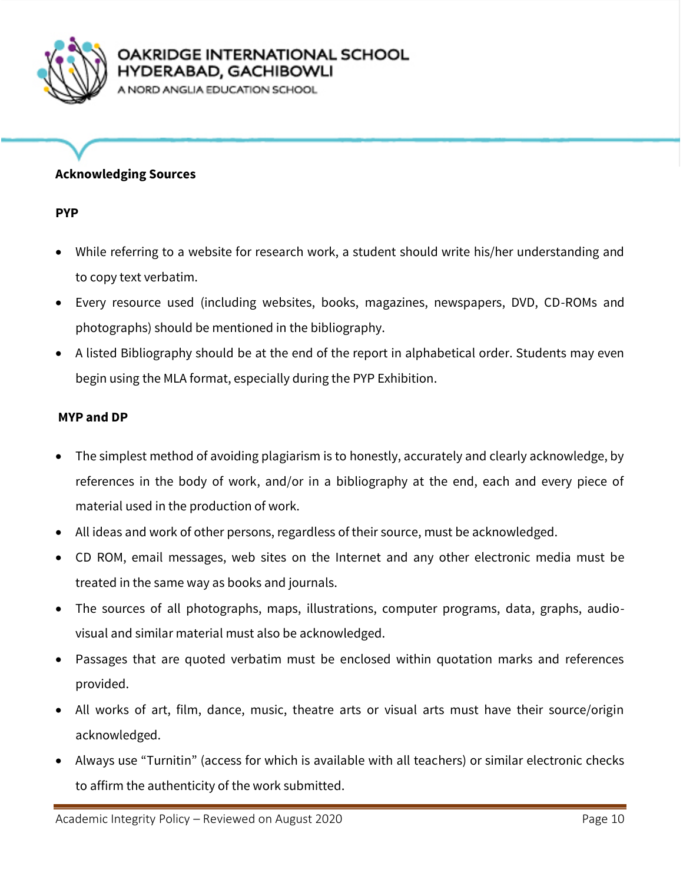**Acknowledging Sources**

**PYP**

- While referring to a website for research work, a student should write his/her understanding and to copy text verbatim.
- Every resource used (including websites, books, magazines, newspapers, DVD, CD-ROMs and photographs) should be mentioned in the bibliography.
- A listed Bibliography should be at the end of the report in alphabetical order. Students may even begin using the MLA format, especially during the PYP Exhibition.

**MYP and DP**

- The simplest method of avoiding plagiarism is to honestly, accurately and clearly acknowledge, by references in the body of work, and/or in a bibliography at the end, each and every piece of material used in the production of work.
- All ideas and work of other persons, regardless of their source, must be acknowledged.
- CD ROM, email messages, web sites on the Internet and any other electronic media must be treated in the same way as books and journals.
- The sources of all photographs, maps, illustrations, computer programs, data, graphs, audio-visual and similar material must also be acknowledged.
- Passages that are quoted verbatim must be enclosed within quotation marks and references provided.
- All works of art, film, dance, music, theatre arts or visual arts must have their source/origin acknowledged.
- Always use "Turnitin" (access for which is available with all teachers) or similar electronic checks to affirm the authenticity of the work submitted.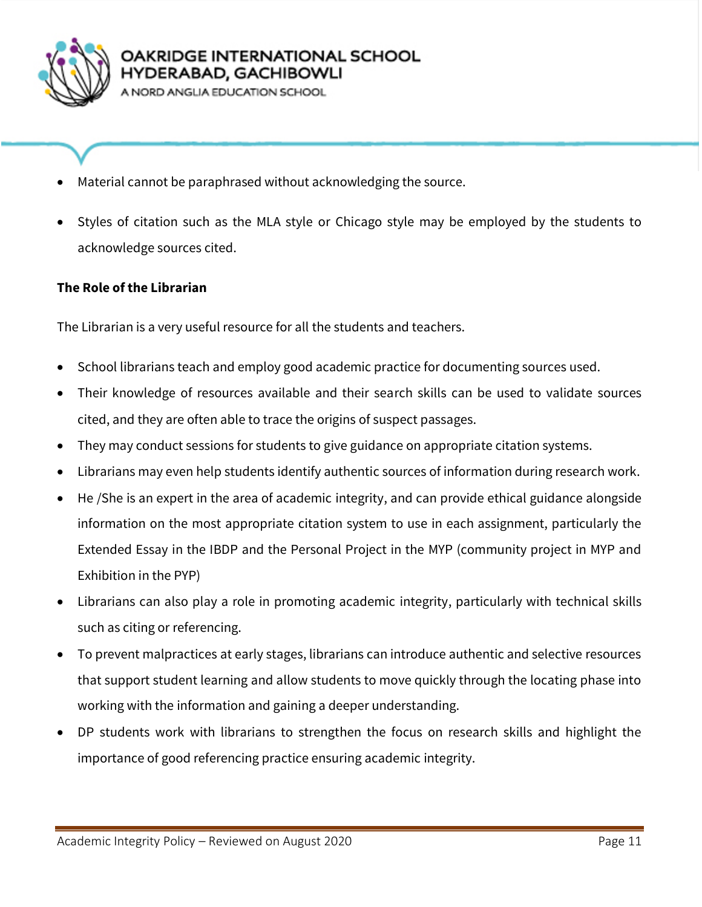- Material cannot be paraphrased without acknowledging the source.
- Styles of citation such as the MLA style or Chicago style may be employed by the students to acknowledge sources cited.

**The Role of the Librarian**

The Librarian is a very useful resource for all the students and teachers.

- School librarians teach and employ good academic practice for documenting sources used.
- Their knowledge of resources available and their search skills can be used to validate sources cited, and they are often able to trace the origins of suspect passages.
- They may conduct sessions for students to give guidance on appropriate citation systems.
- Librarians may even help students identify authentic sources of information during research work.
- He /She is an expert in the area of academic integrity, and can provide ethical guidance alongside information on the most appropriate citation system to use in each assignment, particularly the Extended Essay in the IBDP and the Personal Project in the MYP (community project in MYP and Exhibition in the PYP)
- Librarians can also play a role in promoting academic integrity, particularly with technical skills such as citing or referencing.
- To prevent malpractices at early stages, librarians can introduce authentic and selective resources that support student learning and allow students to move quickly through the locating phase into working with the information and gaining a deeper understanding.
- DP students work with librarians to strengthen the focus on research skills and highlight the importance of good referencing practice ensuring academic integrity.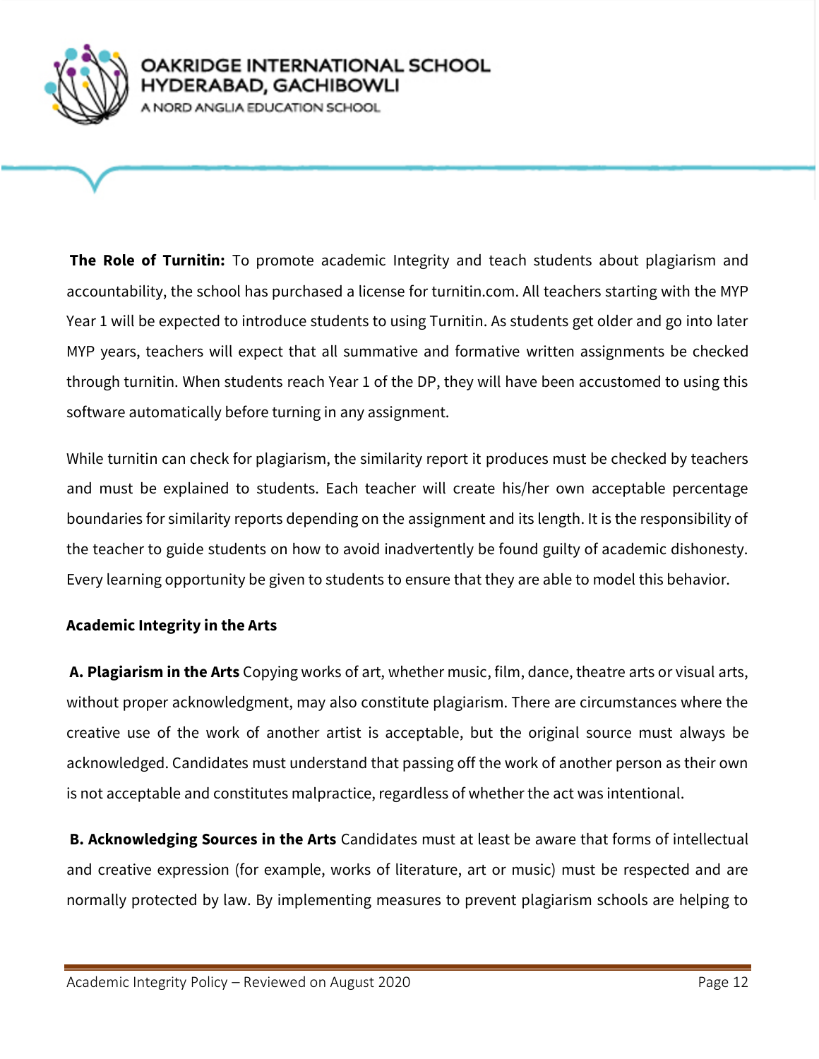**The Role of Turnitin:** To promote academic Integrity and teach students about plagiarism and accountability, the school has purchased a license for turnitin.com. All teachers starting with the MYP Year 1 will be expected to introduce students to using Turnitin. As students get older and go into later MYP years, teachers will expect that all summative and formative written assignments be checked through turnitin. When students reach Year 1 of the DP, they will have been accustomed to using this software automatically before turning in any assignment.

While turnitin can check for plagiarism, the similarity report it produces must be checked by teachers and must be explained to students. Each teacher will create his/her own acceptable percentage boundaries for similarity reports depending on the assignment and its length. It is the responsibility of the teacher to guide students on how to avoid inadvertently be found guilty of academic dishonesty. Every learning opportunity be given to students to ensure that they are able to model this behavior.

**Academic Integrity in the Arts**

**A. Plagiarism in the Arts** Copying works of art, whether music, film, dance, theatre arts or visual arts, without proper acknowledgment, may also constitute plagiarism. There are circumstances where the creative use of the work of another artist is acceptable, but the original source must always be acknowledged. Candidates must understand that passing off the work of another person as their own is not acceptable and constitutes malpractice, regardless of whether the act was intentional.

**B. Acknowledging Sources in the Arts** Candidates must at least be aware that forms of intellectual and creative expression (for example, works of literature, art or music) must be respected and are normally protected by law. By implementing measures to prevent plagiarism schools are helping to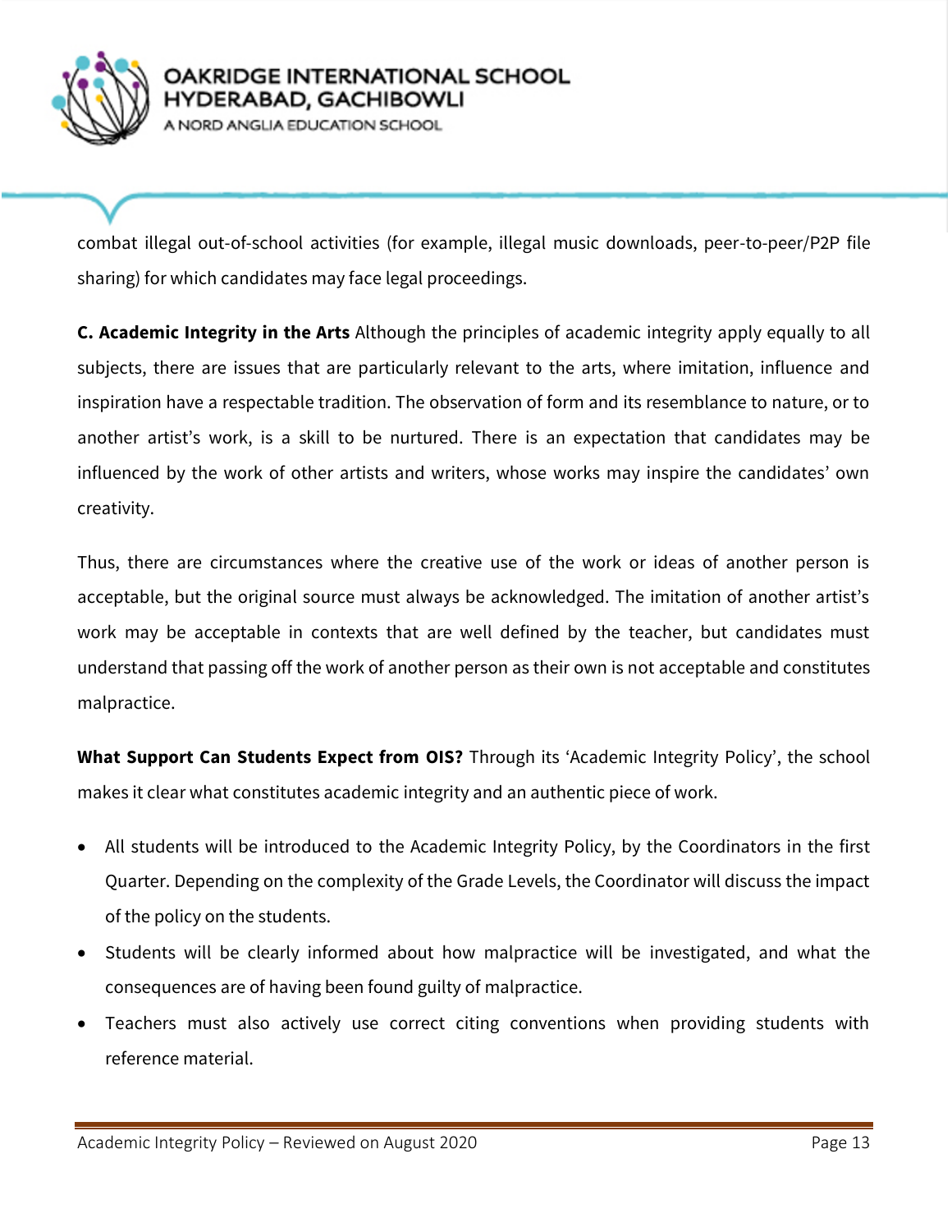combat illegal out-of-school activities (for example, illegal music downloads, peer-to-peer/P2P file sharing) for which candidates may face legal proceedings.

**C. Academic Integrity in the Arts** Although the principles of academic integrity apply equally to all subjects, there are issues that are particularly relevant to the arts, where imitation, influence and inspiration have a respectable tradition. The observation of form and its resemblance to nature, or to another artist's work, is a skill to be nurtured. There is an expectation that candidates may be influenced by the work of other artists and writers, whose works may inspire the candidates' own creativity.

Thus, there are circumstances where the creative use of the work or ideas of another person is acceptable, but the original source must always be acknowledged. The imitation of another artist's work may be acceptable in contexts that are well defined by the teacher, but candidates must understand that passing off the work of another person as their own is not acceptable and constitutes malpractice.

**What Support Can Students Expect from OIS?** Through its 'Academic Integrity Policy', the school makes it clear what constitutes academic integrity and an authentic piece of work.

- All students will be introduced to the Academic Integrity Policy, by the Coordinators in the first Quarter. Depending on the complexity of the Grade Levels, the Coordinator will discuss the impact of the policy on the students.
- Students will be clearly informed about how malpractice will be investigated, and what the consequences are of having been found guilty of malpractice.
- Teachers must also actively use correct citing conventions when providing students with reference material.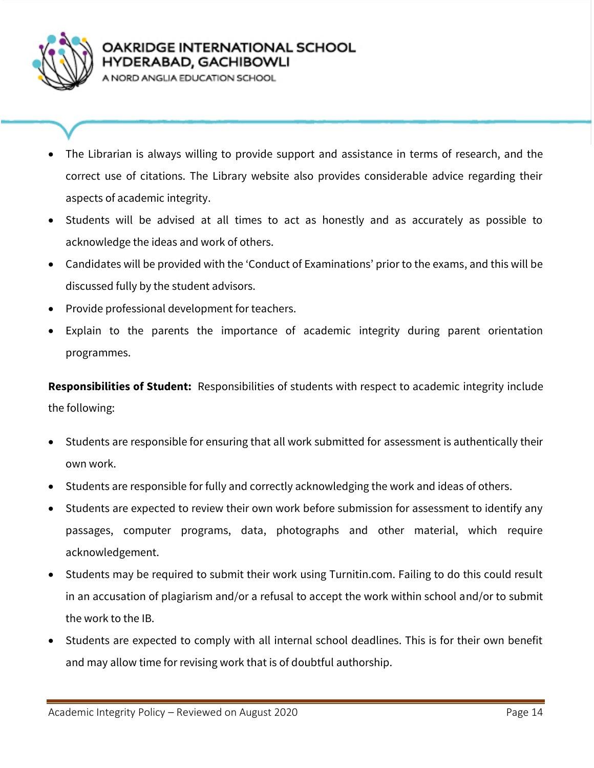- The Librarian is always willing to provide support and assistance in terms of research, and the correct use of citations. The Library website also provides considerable advice regarding their aspects of academic integrity.
- Students will be advised at all times to act as honestly and as accurately as possible to acknowledge the ideas and work of others.
- Candidates will be provided with the 'Conduct of Examinations' prior to the exams, and this will be discussed fully by the student advisors.
- Provide professional development for teachers.
- Explain to the parents the importance of academic integrity during parent orientation programmes.

**Responsibilities of Student:** Responsibilities of students with respect to academic integrity include the following:

- Students are responsible for ensuring that all work submitted for assessment is authentically their own work.
- Students are responsible for fully and correctly acknowledging the work and ideas of others.
- Students are expected to review their own work before submission for assessment to identify any passages, computer programs, data, photographs and other material, which require acknowledgement.
- Students may be required to submit their work using Turnitin.com. Failing to do this could result in an accusation of plagiarism and/or a refusal to accept the work within school and/or to submit the work to the IB.
- Students are expected to comply with all internal school deadlines. This is for their own benefit and may allow time for revising work that is of doubtful authorship.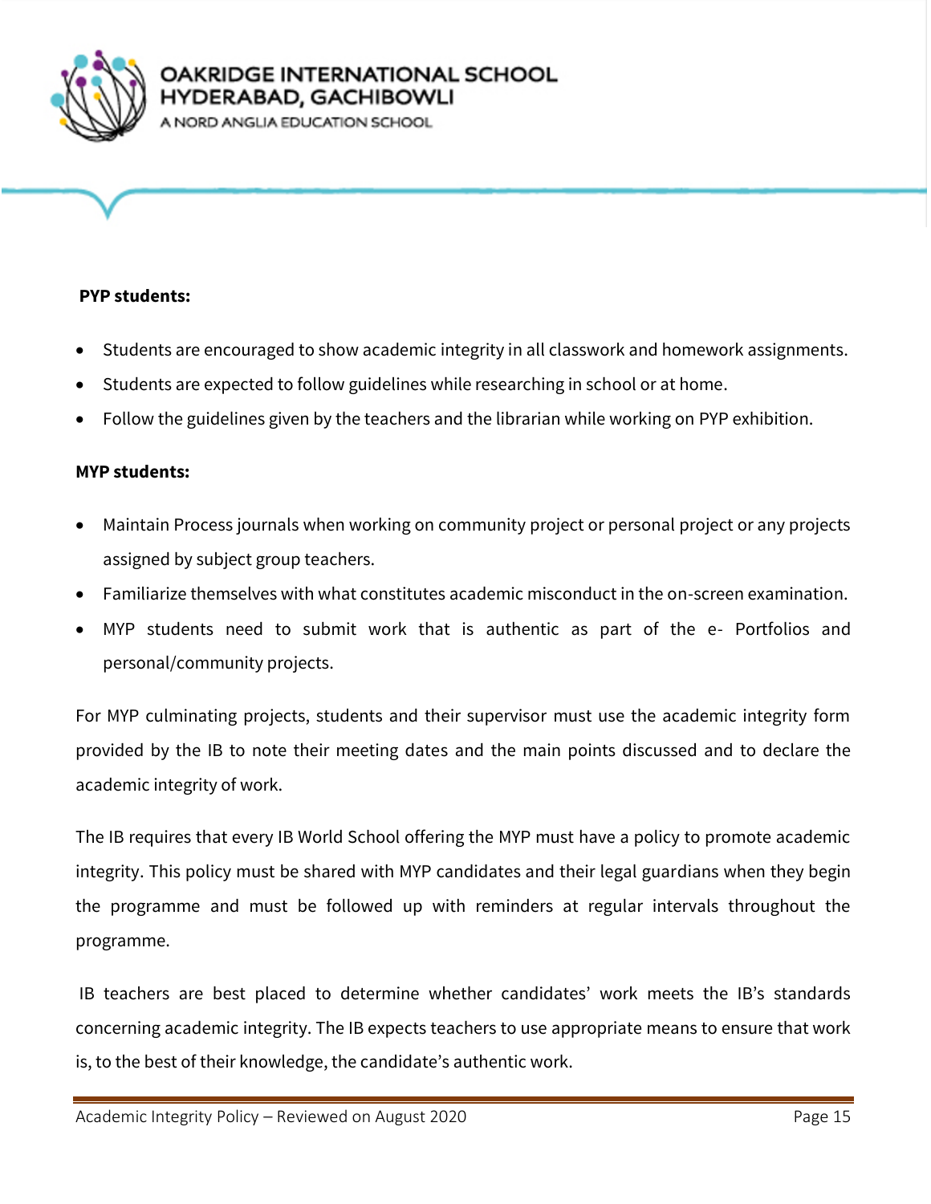**PYP students:**

- Students are encouraged to show academic integrity in all classwork and homework assignments.
- Students are expected to follow guidelines while researching in school or at home.
- Follow the guidelines given by the teachers and the librarian while working on PYP exhibition.

**MYP students:**

- Maintain Process journals when working on community project or personal project or any projects assigned by subject group teachers.
- Familiarize themselves with what constitutes academic misconduct in the on-screen examination.
- MYP students need to submit work that is authentic as part of the e- Portfolios and personal/community projects.

For MYP culminating projects, students and their supervisor must use the academic integrity form provided by the IB to note their meeting dates and the main points discussed and to declare the academic integrity of work.

The IB requires that every IB World School offering the MYP must have a policy to promote academic integrity. This policy must be shared with MYP candidates and their legal guardians when they begin the programme and must be followed up with reminders at regular intervals throughout the programme.

IB teachers are best placed to determine whether candidates' work meets the IB's standards concerning academic integrity. The IB expects teachers to use appropriate means to ensure that work is, to the best of their knowledge, the candidate's authentic work.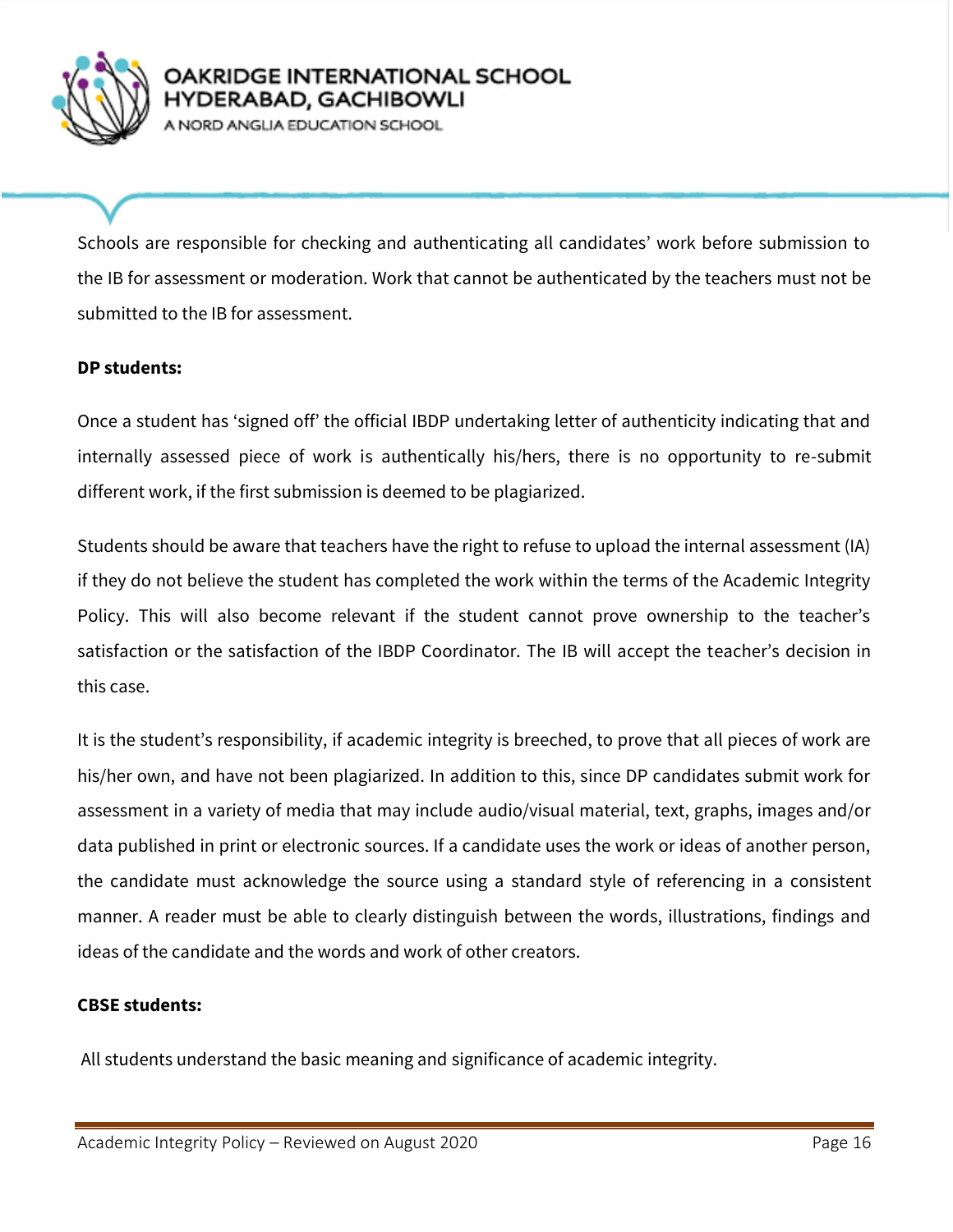Schools are responsible for checking and authenticating all candidates' work before submission to the IB for assessment or moderation. Work that cannot be authenticated by the teachers must not be submitted to the IB for assessment.

**DP students:**

Once a student has 'signed off' the official IBDP undertaking letter of authenticity indicating that and internally assessed piece of work is authentically his/hers, there is no opportunity to re-submit different work, if the first submission is deemed to be plagiarized.

Students should be aware that teachers have the right to refuse to upload the internal assessment (IA) if they do not believe the student has completed the work within the terms of the Academic Integrity Policy. This will also become relevant if the student cannot prove ownership to the teacher's satisfaction or the satisfaction of the IBDP Coordinator. The IB will accept the teacher's decision in this case.

It is the student's responsibility, if academic integrity is breeched, to prove that all pieces of work are his/her own, and have not been plagiarized. In addition to this, since DP candidates submit work for assessment in a variety of media that may include audio/visual material, text, graphs, images and/or data published in print or electronic sources. If a candidate uses the work or ideas of another person, the candidate must acknowledge the source using a standard style of referencing in a consistent manner. A reader must be able to clearly distinguish between the words, illustrations, findings and ideas of the candidate and the words and work of other creators.

**CBSE students:**

All students understand the basic meaning and significance of academic integrity.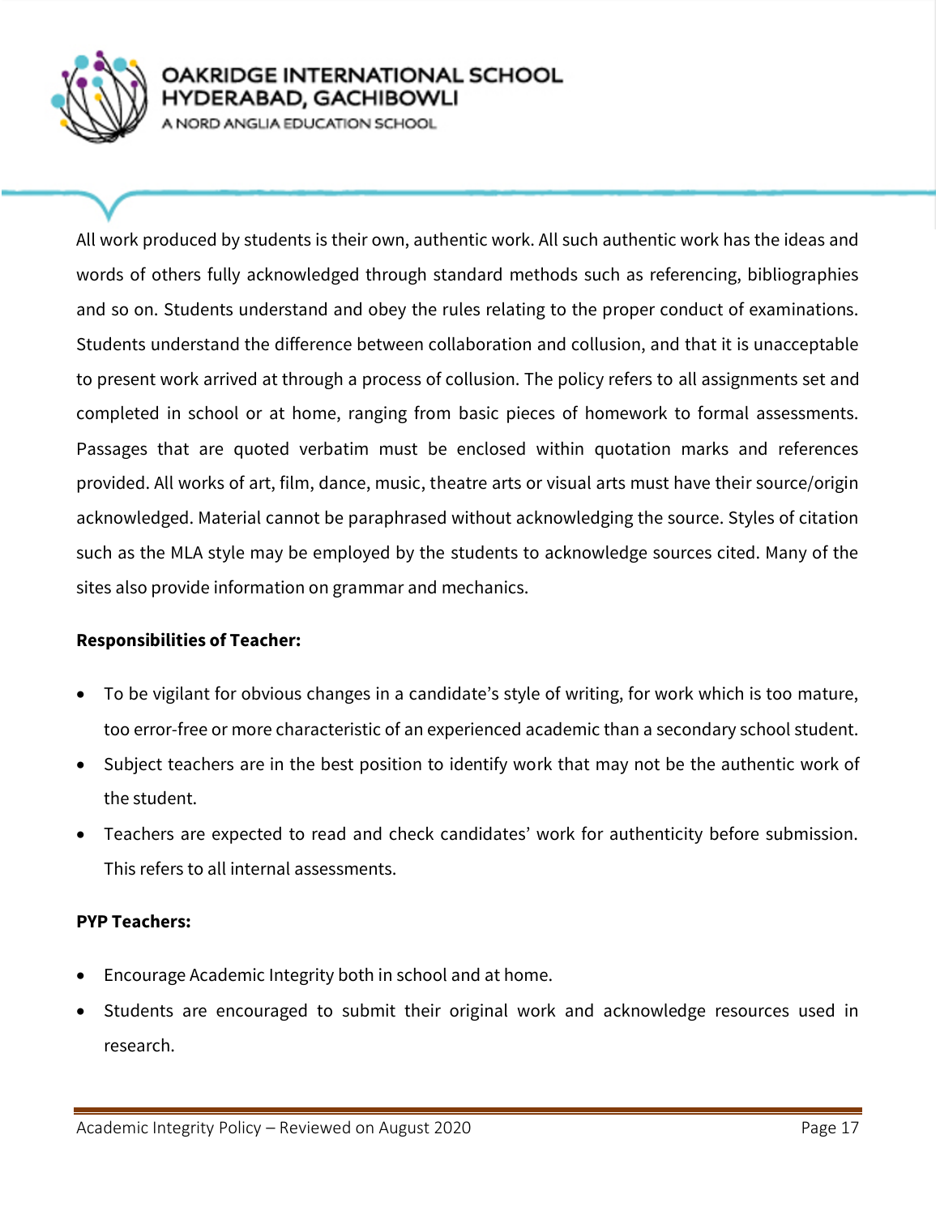All work produced by students is their own, authentic work. All such authentic work has the ideas and words of others fully acknowledged through standard methods such as referencing, bibliographies and so on. Students understand and obey the rules relating to the proper conduct of examinations. Students understand the difference between collaboration and collusion, and that it is unacceptable to present work arrived at through a process of collusion. The policy refers to all assignments set and completed in school or at home, ranging from basic pieces of homework to formal assessments. Passages that are quoted verbatim must be enclosed within quotation marks and references provided. All works of art, film, dance, music, theatre arts or visual arts must have their source/origin acknowledged. Material cannot be paraphrased without acknowledging the source. Styles of citation such as the MLA style may be employed by the students to acknowledge sources cited. Many of the sites also provide information on grammar and mechanics.

**Responsibilities of Teacher:**

- To be vigilant for obvious changes in a candidate's style of writing, for work which is too mature, too error-free or more characteristic of an experienced academic than a secondary school student.
- Subject teachers are in the best position to identify work that may not be the authentic work of the student.
- Teachers are expected to read and check candidates' work for authenticity before submission. This refers to all internal assessments.

**PYP Teachers:**

- Encourage Academic Integrity both in school and at home.
- Students are encouraged to submit their original work and acknowledge resources used in research.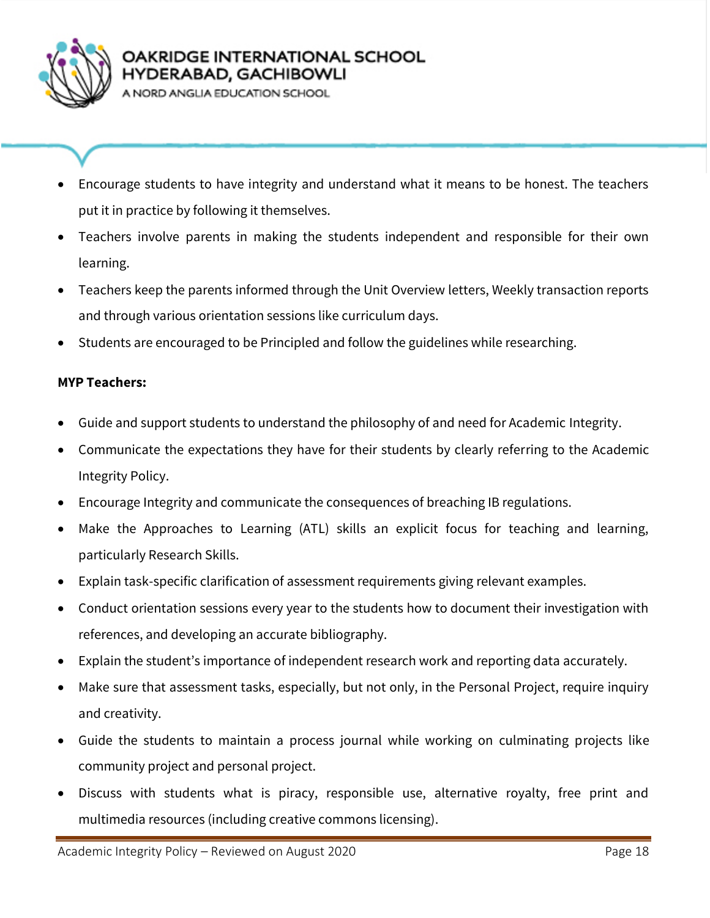- Encourage students to have integrity and understand what it means to be honest. The teachers put it in practice by following it themselves.
- Teachers involve parents in making the students independent and responsible for their own learning.
- Teachers keep the parents informed through the Unit Overview letters, Weekly transaction reports and through various orientation sessions like curriculum days.
- Students are encouraged to be Principled and follow the guidelines while researching.

**MYP Teachers:**

- Guide and support students to understand the philosophy of and need for Academic Integrity.
- Communicate the expectations they have for their students by clearly referring to the Academic Integrity Policy.
- Encourage Integrity and communicate the consequences of breaching IB regulations.
- Make the Approaches to Learning (ATL) skills an explicit focus for teaching and learning, particularly Research Skills.
- Explain task-specific clarification of assessment requirements giving relevant examples.
- Conduct orientation sessions every year to the students how to document their investigation with references, and developing an accurate bibliography.
- Explain the student's importance of independent research work and reporting data accurately.
- Make sure that assessment tasks, especially, but not only, in the Personal Project, require inquiry and creativity.
- Guide the students to maintain a process journal while working on culminating projects like community project and personal project.
- Discuss with students what is piracy, responsible use, alternative royalty, free print and multimedia resources (including creative commons licensing).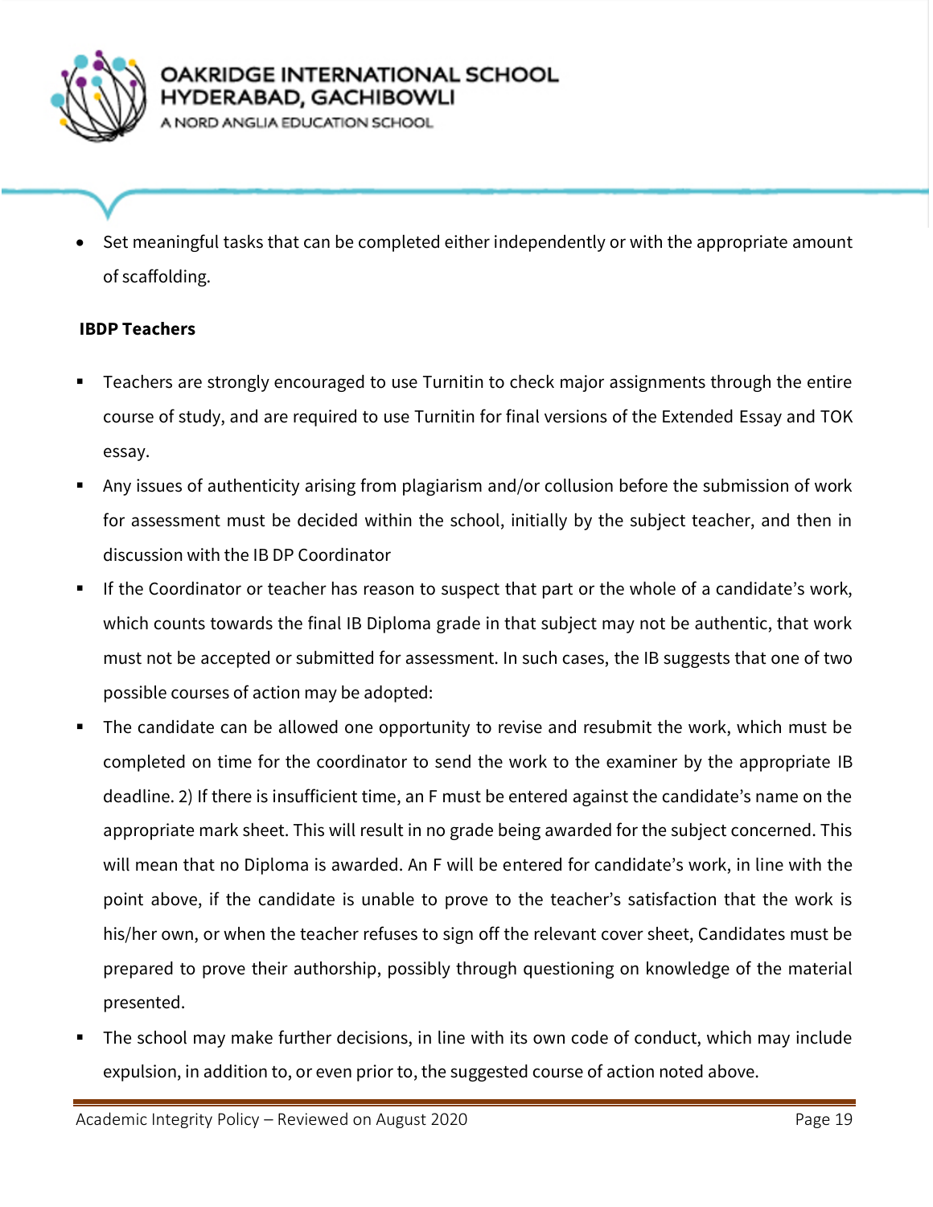- Set meaningful tasks that can be completed either independently or with the appropriate amount of scaffolding.

**IBDP Teachers**

- Teachers are strongly encouraged to use Turnitin to check major assignments through the entire course of study, and are required to use Turnitin for final versions of the Extended Essay and TOK essay.
- Any issues of authenticity arising from plagiarism and/or collusion before the submission of work for assessment must be decided within the school, initially by the subject teacher, and then in discussion with the IB DP Coordinator
- If the Coordinator or teacher has reason to suspect that part or the whole of a candidate's work, which counts towards the final IB Diploma grade in that subject may not be authentic, that work must not be accepted or submitted for assessment. In such cases, the IB suggests that one of two possible courses of action may be adopted:
- The candidate can be allowed one opportunity to revise and resubmit the work, which must be completed on time for the coordinator to send the work to the examiner by the appropriate IB deadline. 2) If there is insufficient time, an F must be entered against the candidate's name on the appropriate mark sheet. This will result in no grade being awarded for the subject concerned. This will mean that no Diploma is awarded. An F will be entered for candidate's work, in line with the point above, if the candidate is unable to prove to the teacher's satisfaction that the work is his/her own, or when the teacher refuses to sign off the relevant cover sheet, Candidates must be prepared to prove their authorship, possibly through questioning on knowledge of the material presented.
- The school may make further decisions, in line with its own code of conduct, which may include expulsion, in addition to, or even prior to, the suggested course of action noted above.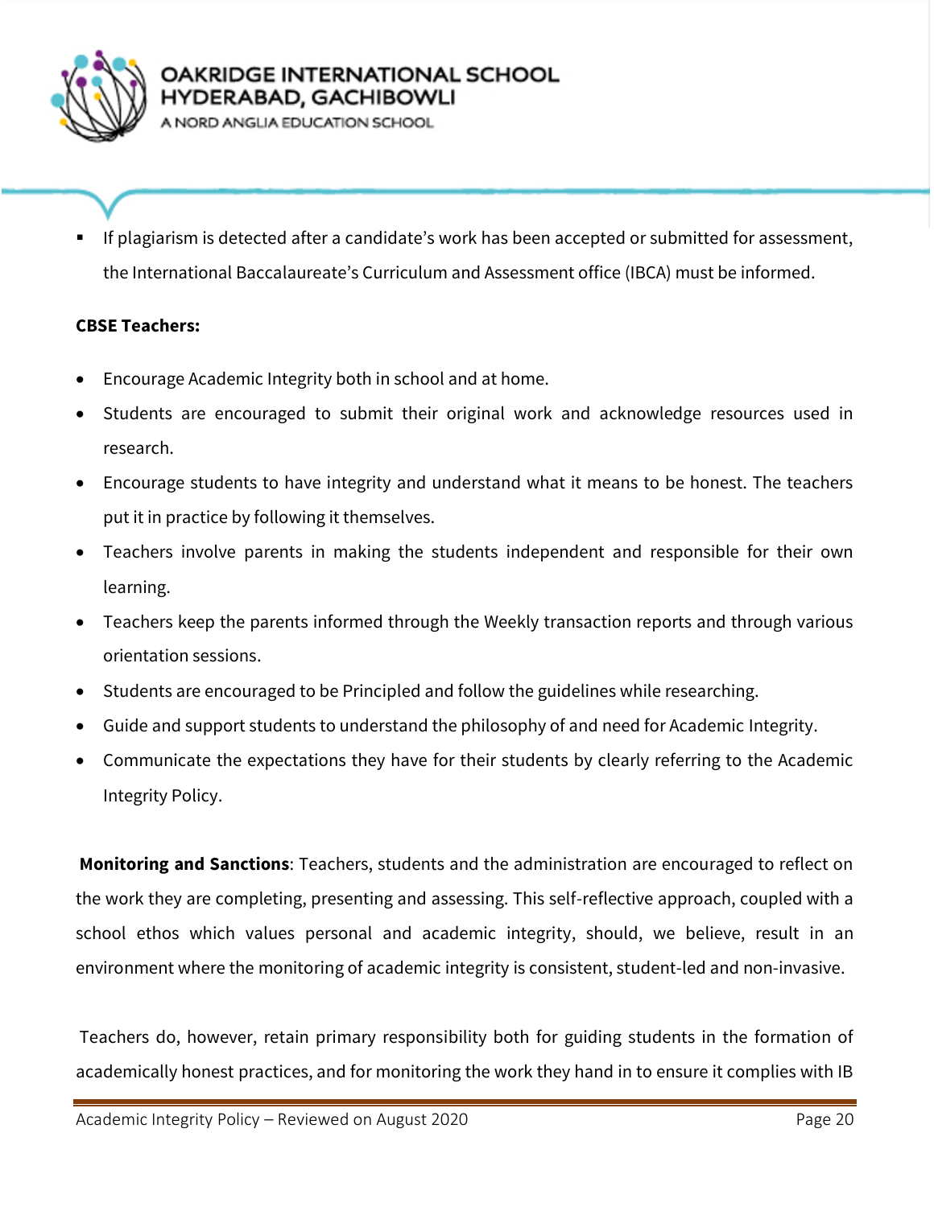- If plagiarism is detected after a candidate's work has been accepted or submitted for assessment, the International Baccalaureate's Curriculum and Assessment office (IBCA) must be informed.

**CBSE Teachers:**

- Encourage Academic Integrity both in school and at home.
- Students are encouraged to submit their original work and acknowledge resources used in research.
- Encourage students to have integrity and understand what it means to be honest. The teachers put it in practice by following it themselves.
- Teachers involve parents in making the students independent and responsible for their own learning.
- Teachers keep the parents informed through the Weekly transaction reports and through various orientation sessions.
- Students are encouraged to be Principled and follow the guidelines while researching.
- Guide and support students to understand the philosophy of and need for Academic Integrity.
- Communicate the expectations they have for their students by clearly referring to the Academic Integrity Policy.

**Monitoring and Sanctions**: Teachers, students and the administration are encouraged to reflect on the work they are completing, presenting and assessing. This self-reflective approach, coupled with a school ethos which values personal and academic integrity, should, we believe, result in an environment where the monitoring of academic integrity is consistent, student-led and non-invasive.

Teachers do, however, retain primary responsibility both for guiding students in the formation of academically honest practices, and for monitoring the work they hand in to ensure it complies with IB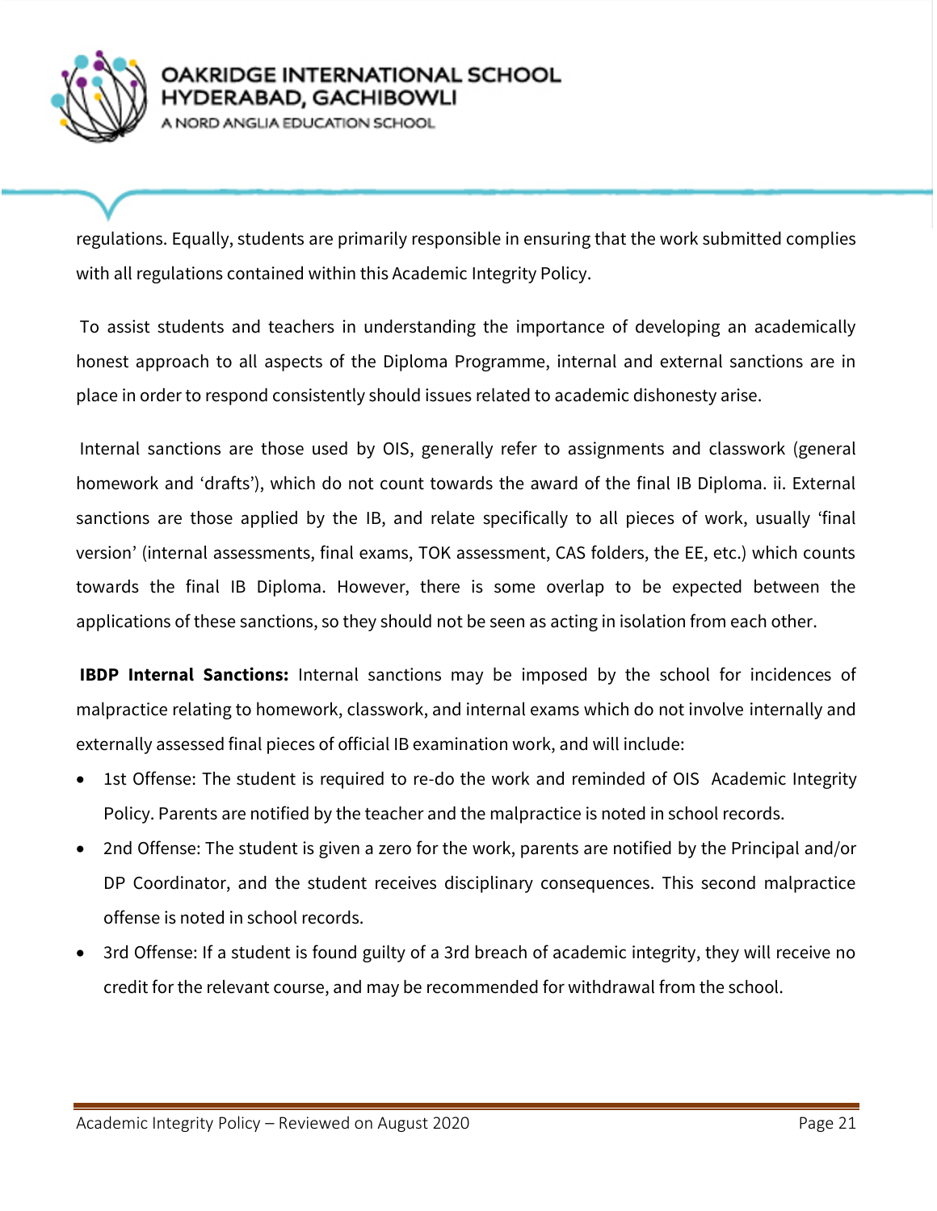regulations. Equally, students are primarily responsible in ensuring that the work submitted complies with all regulations contained within this Academic Integrity Policy.

To assist students and teachers in understanding the importance of developing an academically honest approach to all aspects of the Diploma Programme, internal and external sanctions are in place in order to respond consistently should issues related to academic dishonesty arise.

Internal sanctions are those used by OIS, generally refer to assignments and classwork (general homework and 'drafts'), which do not count towards the award of the final IB Diploma. ii. External sanctions are those applied by the IB, and relate specifically to all pieces of work, usually 'final version' (internal assessments, final exams, TOK assessment, CAS folders, the EE, etc.) which counts towards the final IB Diploma. However, there is some overlap to be expected between the applications of these sanctions, so they should not be seen as acting in isolation from each other.

**IBDP Internal Sanctions:** Internal sanctions may be imposed by the school for incidences of malpractice relating to homework, classwork, and internal exams which do not involve internally and externally assessed final pieces of official IB examination work, and will include:

- 1st Offense: The student is required to re-do the work and reminded of OIS Academic Integrity Policy. Parents are notified by the teacher and the malpractice is noted in school records.
- 2nd Offense: The student is given a zero for the work, parents are notified by the Principal and/or DP Coordinator, and the student receives disciplinary consequences. This second malpractice offense is noted in school records.
- 3rd Offense: If a student is found guilty of a 3rd breach of academic integrity, they will receive no credit for the relevant course, and may be recommended for withdrawal from the school.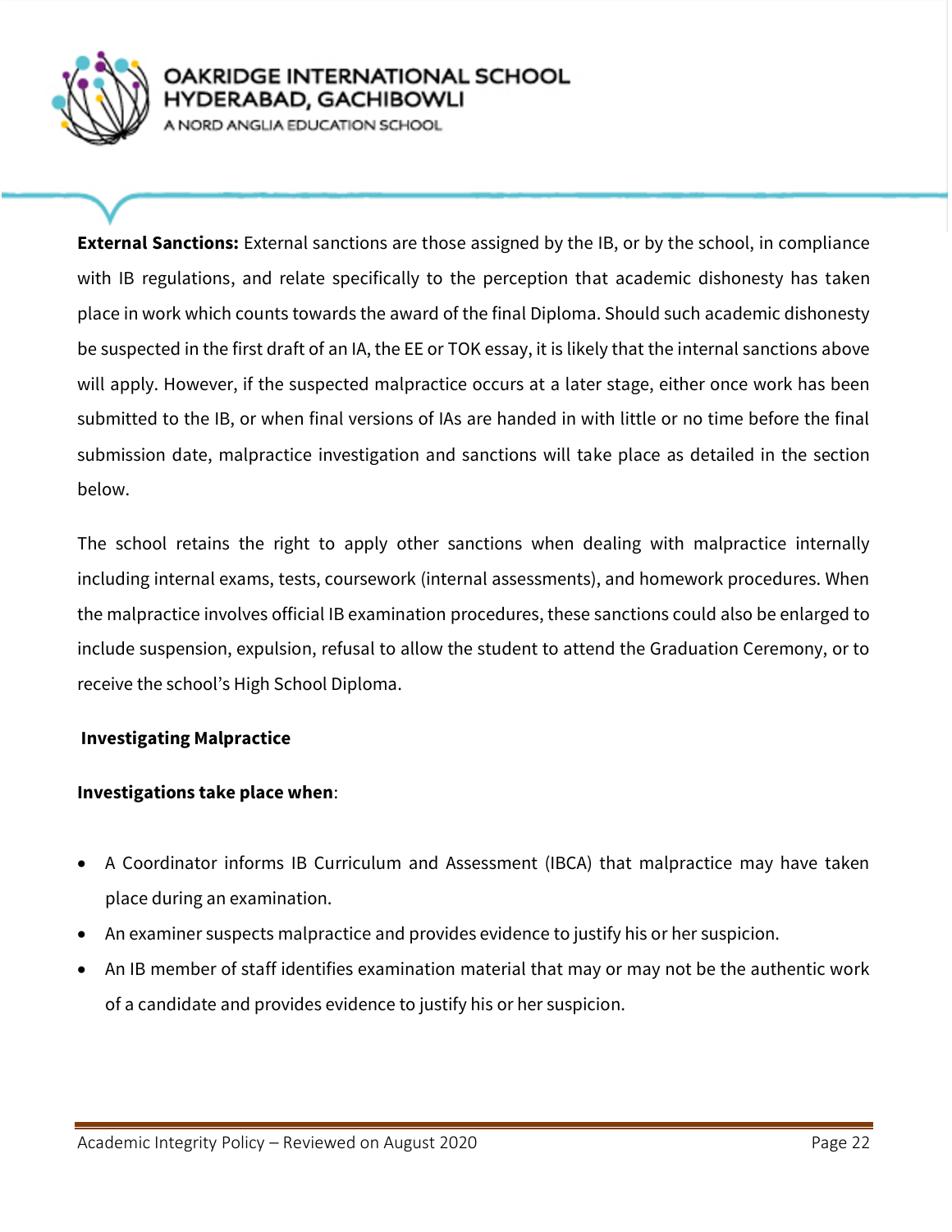**External Sanctions:** External sanctions are those assigned by the IB, or by the school, in compliance with IB regulations, and relate specifically to the perception that academic dishonesty has taken place in work which counts towards the award of the final Diploma. Should such academic dishonesty be suspected in the first draft of an IA, the EE or TOK essay, it is likely that the internal sanctions above will apply. However, if the suspected malpractice occurs at a later stage, either once work has been submitted to the IB, or when final versions of IAs are handed in with little or no time before the final submission date, malpractice investigation and sanctions will take place as detailed in the section below.

The school retains the right to apply other sanctions when dealing with malpractice internally including internal exams, tests, coursework (internal assessments), and homework procedures. When the malpractice involves official IB examination procedures, these sanctions could also be enlarged to include suspension, expulsion, refusal to allow the student to attend the Graduation Ceremony, or to receive the school's High School Diploma.

## Investigating Malpractice

**Investigations take place when**:

- A Coordinator informs IB Curriculum and Assessment (IBCA) that malpractice may have taken place during an examination.
- An examiner suspects malpractice and provides evidence to justify his or her suspicion.
- An IB member of staff identifies examination material that may or may not be the authentic work of a candidate and provides evidence to justify his or her suspicion.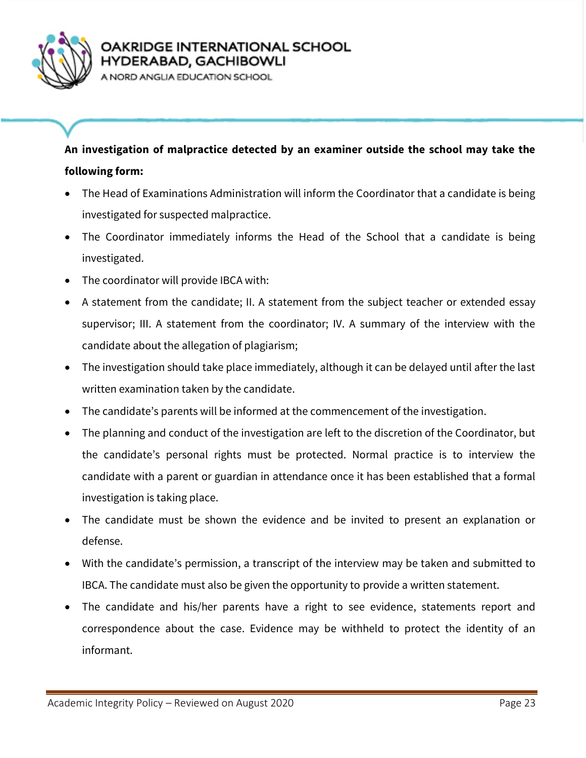**An investigation of malpractice detected by an examiner outside the school may take the following form:**

- The Head of Examinations Administration will inform the Coordinator that a candidate is being investigated for suspected malpractice.
- The Coordinator immediately informs the Head of the School that a candidate is being investigated.
- The coordinator will provide IBCA with:
- A statement from the candidate; II. A statement from the subject teacher or extended essay supervisor; III. A statement from the coordinator; IV. A summary of the interview with the candidate about the allegation of plagiarism;
- The investigation should take place immediately, although it can be delayed until after the last written examination taken by the candidate.
- The candidate's parents will be informed at the commencement of the investigation.
- The planning and conduct of the investigation are left to the discretion of the Coordinator, but the candidate's personal rights must be protected. Normal practice is to interview the candidate with a parent or guardian in attendance once it has been established that a formal investigation is taking place.
- The candidate must be shown the evidence and be invited to present an explanation or defense.
- With the candidate's permission, a transcript of the interview may be taken and submitted to IBCA. The candidate must also be given the opportunity to provide a written statement.
- The candidate and his/her parents have a right to see evidence, statements report and correspondence about the case. Evidence may be withheld to protect the identity of an informant.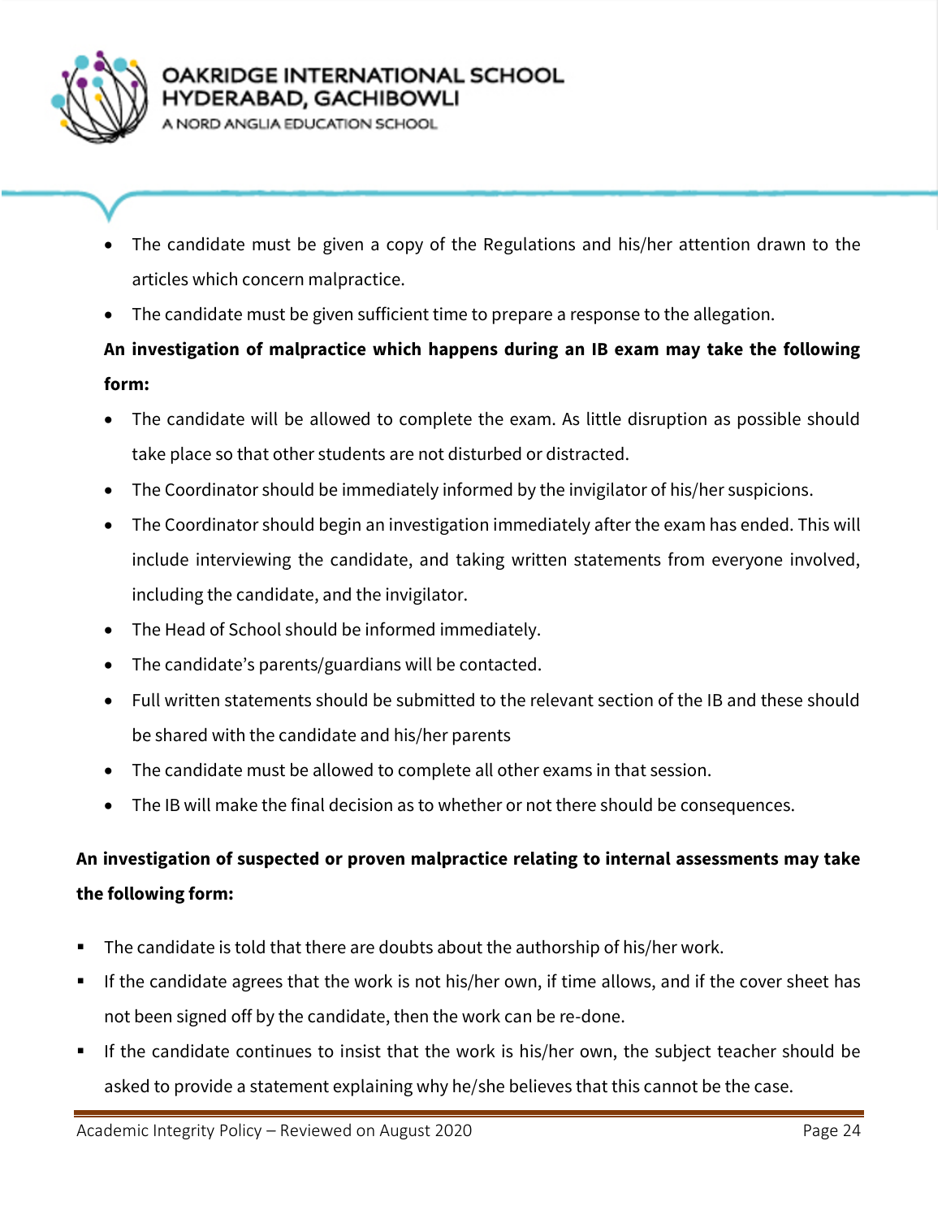- The candidate must be given a copy of the Regulations and his/her attention drawn to the articles which concern malpractice.
- The candidate must be given sufficient time to prepare a response to the allegation.

**An investigation of malpractice which happens during an IB exam may take the following form:**

- The candidate will be allowed to complete the exam. As little disruption as possible should take place so that other students are not disturbed or distracted.
- The Coordinator should be immediately informed by the invigilator of his/her suspicions.
- The Coordinator should begin an investigation immediately after the exam has ended. This will include interviewing the candidate, and taking written statements from everyone involved, including the candidate, and the invigilator.
- The Head of School should be informed immediately.
- The candidate's parents/guardians will be contacted.
- Full written statements should be submitted to the relevant section of the IB and these should be shared with the candidate and his/her parents
- The candidate must be allowed to complete all other exams in that session.
- The IB will make the final decision as to whether or not there should be consequences.

**An investigation of suspected or proven malpractice relating to internal assessments may take the following form:**

- The candidate is told that there are doubts about the authorship of his/her work.
- If the candidate agrees that the work is not his/her own, if time allows, and if the cover sheet has not been signed off by the candidate, then the work can be re-done.
- If the candidate continues to insist that the work is his/her own, the subject teacher should be asked to provide a statement explaining why he/she believes that this cannot be the case.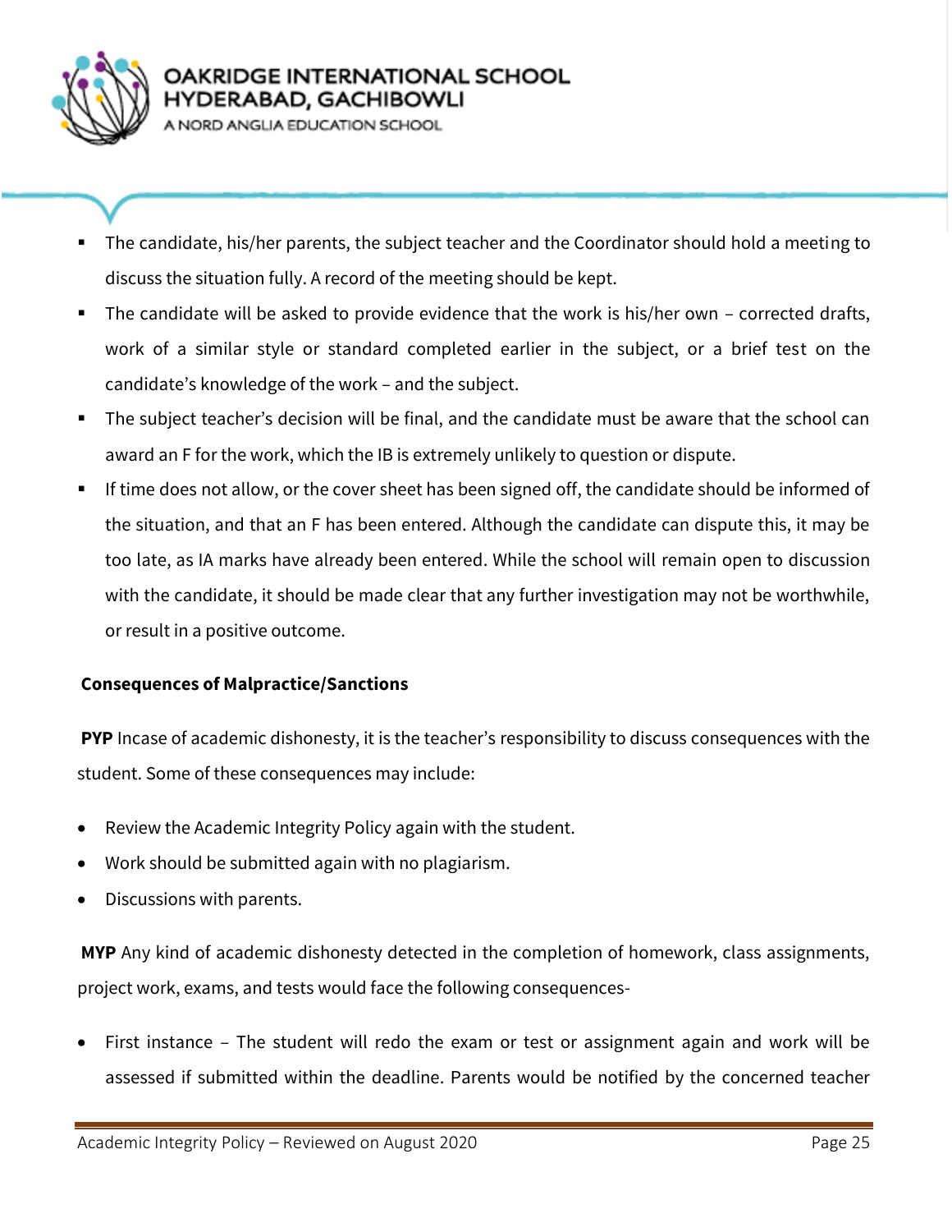- The candidate, his/her parents, the subject teacher and the Coordinator should hold a meeting to discuss the situation fully. A record of the meeting should be kept.
- The candidate will be asked to provide evidence that the work is his/her own – corrected drafts, work of a similar style or standard completed earlier in the subject, or a brief test on the candidate's knowledge of the work – and the subject.
- The subject teacher's decision will be final, and the candidate must be aware that the school can award an F for the work, which the IB is extremely unlikely to question or dispute.
- If time does not allow, or the cover sheet has been signed off, the candidate should be informed of the situation, and that an F has been entered. Although the candidate can dispute this, it may be too late, as IA marks have already been entered. While the school will remain open to discussion with the candidate, it should be made clear that any further investigation may not be worthwhile, or result in a positive outcome.

**Consequences of Malpractice/Sanctions**

**PYP** Incase of academic dishonesty, it is the teacher's responsibility to discuss consequences with the student. Some of these consequences may include:

- Review the Academic Integrity Policy again with the student.
- Work should be submitted again with no plagiarism.
- Discussions with parents.

**MYP** Any kind of academic dishonesty detected in the completion of homework, class assignments, project work, exams, and tests would face the following consequences-

- First instance – The student will redo the exam or test or assignment again and work will be assessed if submitted within the deadline. Parents would be notified by the concerned teacher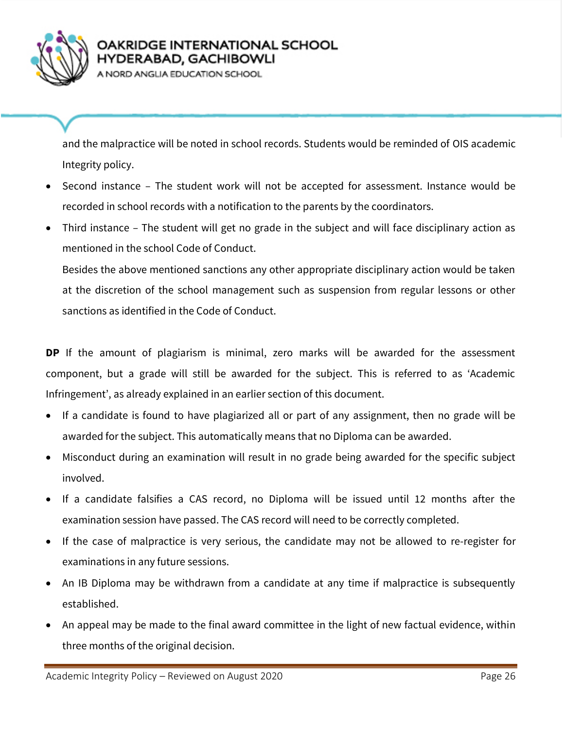and the malpractice will be noted in school records. Students would be reminded of OIS academic Integrity policy.

- Second instance – The student work will not be accepted for assessment. Instance would be recorded in school records with a notification to the parents by the coordinators.
- Third instance – The student will get no grade in the subject and will face disciplinary action as mentioned in the school Code of Conduct.

  Besides the above mentioned sanctions any other appropriate disciplinary action would be taken at the discretion of the school management such as suspension from regular lessons or other sanctions as identified in the Code of Conduct.

**DP** If the amount of plagiarism is minimal, zero marks will be awarded for the assessment component, but a grade will still be awarded for the subject. This is referred to as 'Academic Infringement', as already explained in an earlier section of this document.

- If a candidate is found to have plagiarized all or part of any assignment, then no grade will be awarded for the subject. This automatically means that no Diploma can be awarded.
- Misconduct during an examination will result in no grade being awarded for the specific subject involved.
- If a candidate falsifies a CAS record, no Diploma will be issued until 12 months after the examination session have passed. The CAS record will need to be correctly completed.
- If the case of malpractice is very serious, the candidate may not be allowed to re-register for examinations in any future sessions.
- An IB Diploma may be withdrawn from a candidate at any time if malpractice is subsequently established.
- An appeal may be made to the final award committee in the light of new factual evidence, within three months of the original decision.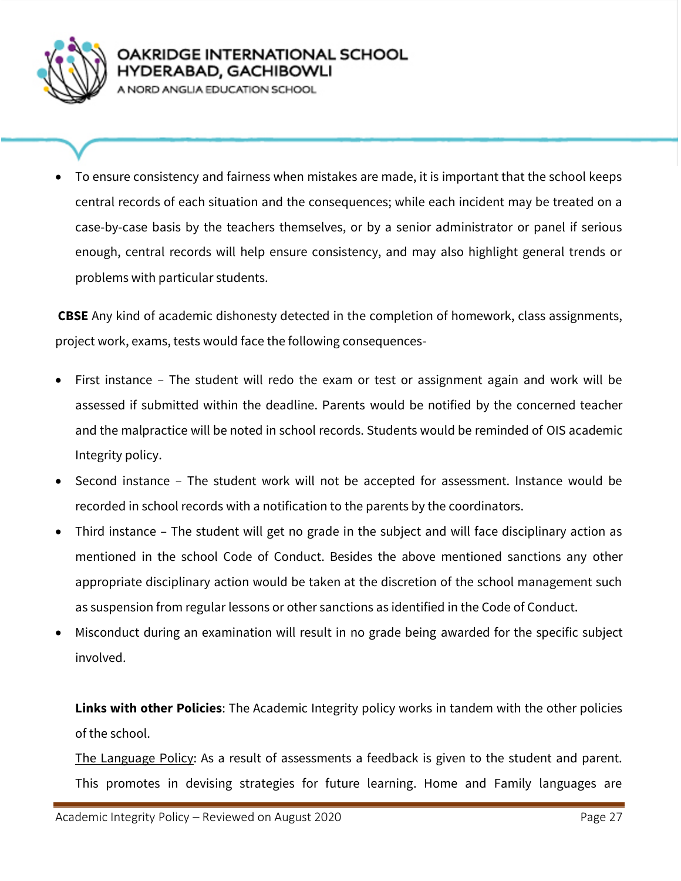- To ensure consistency and fairness when mistakes are made, it is important that the school keeps central records of each situation and the consequences; while each incident may be treated on a case-by-case basis by the teachers themselves, or by a senior administrator or panel if serious enough, central records will help ensure consistency, and may also highlight general trends or problems with particular students.

**CBSE** Any kind of academic dishonesty detected in the completion of homework, class assignments, project work, exams, tests would face the following consequences-

- First instance – The student will redo the exam or test or assignment again and work will be assessed if submitted within the deadline. Parents would be notified by the concerned teacher and the malpractice will be noted in school records. Students would be reminded of OIS academic Integrity policy.
- Second instance – The student work will not be accepted for assessment. Instance would be recorded in school records with a notification to the parents by the coordinators.
- Third instance – The student will get no grade in the subject and will face disciplinary action as mentioned in the school Code of Conduct. Besides the above mentioned sanctions any other appropriate disciplinary action would be taken at the discretion of the school management such as suspension from regular lessons or other sanctions as identified in the Code of Conduct.
- Misconduct during an examination will result in no grade being awarded for the specific subject involved.

**Links with other Policies**: The Academic Integrity policy works in tandem with the other policies of the school.

The Language Policy: As a result of assessments a feedback is given to the student and parent. This promotes in devising strategies for future learning. Home and Family languages are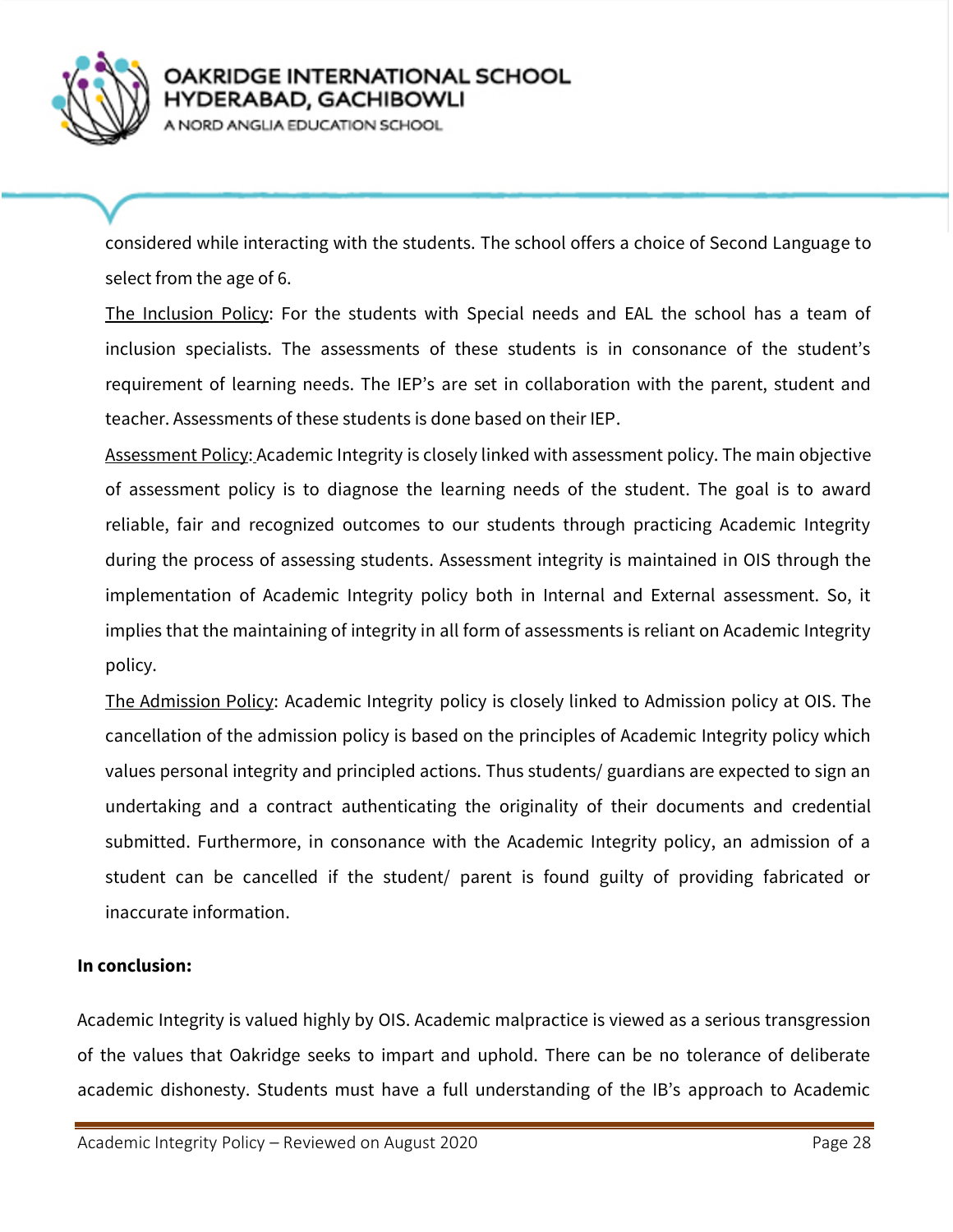considered while interacting with the students. The school offers a choice of Second Language to select from the age of 6.

<u>The Inclusion Policy</u>: For the students with Special needs and EAL the school has a team of inclusion specialists. The assessments of these students is in consonance of the student's requirement of learning needs. The IEP's are set in collaboration with the parent, student and teacher. Assessments of these students is done based on their IEP.

<u>Assessment Policy</u>: Academic Integrity is closely linked with assessment policy. The main objective of assessment policy is to diagnose the learning needs of the student. The goal is to award reliable, fair and recognized outcomes to our students through practicing Academic Integrity during the process of assessing students. Assessment integrity is maintained in OIS through the implementation of Academic Integrity policy both in Internal and External assessment. So, it implies that the maintaining of integrity in all form of assessments is reliant on Academic Integrity policy.

<u>The Admission Policy</u>: Academic Integrity policy is closely linked to Admission policy at OIS. The cancellation of the admission policy is based on the principles of Academic Integrity policy which values personal integrity and principled actions. Thus students/ guardians are expected to sign an undertaking and a contract authenticating the originality of their documents and credential submitted. Furthermore, in consonance with the Academic Integrity policy, an admission of a student can be cancelled if the student/ parent is found guilty of providing fabricated or inaccurate information.

**In conclusion:**

Academic Integrity is valued highly by OIS. Academic malpractice is viewed as a serious transgression of the values that Oakridge seeks to impart and uphold. There can be no tolerance of deliberate academic dishonesty. Students must have a full understanding of the IB's approach to Academic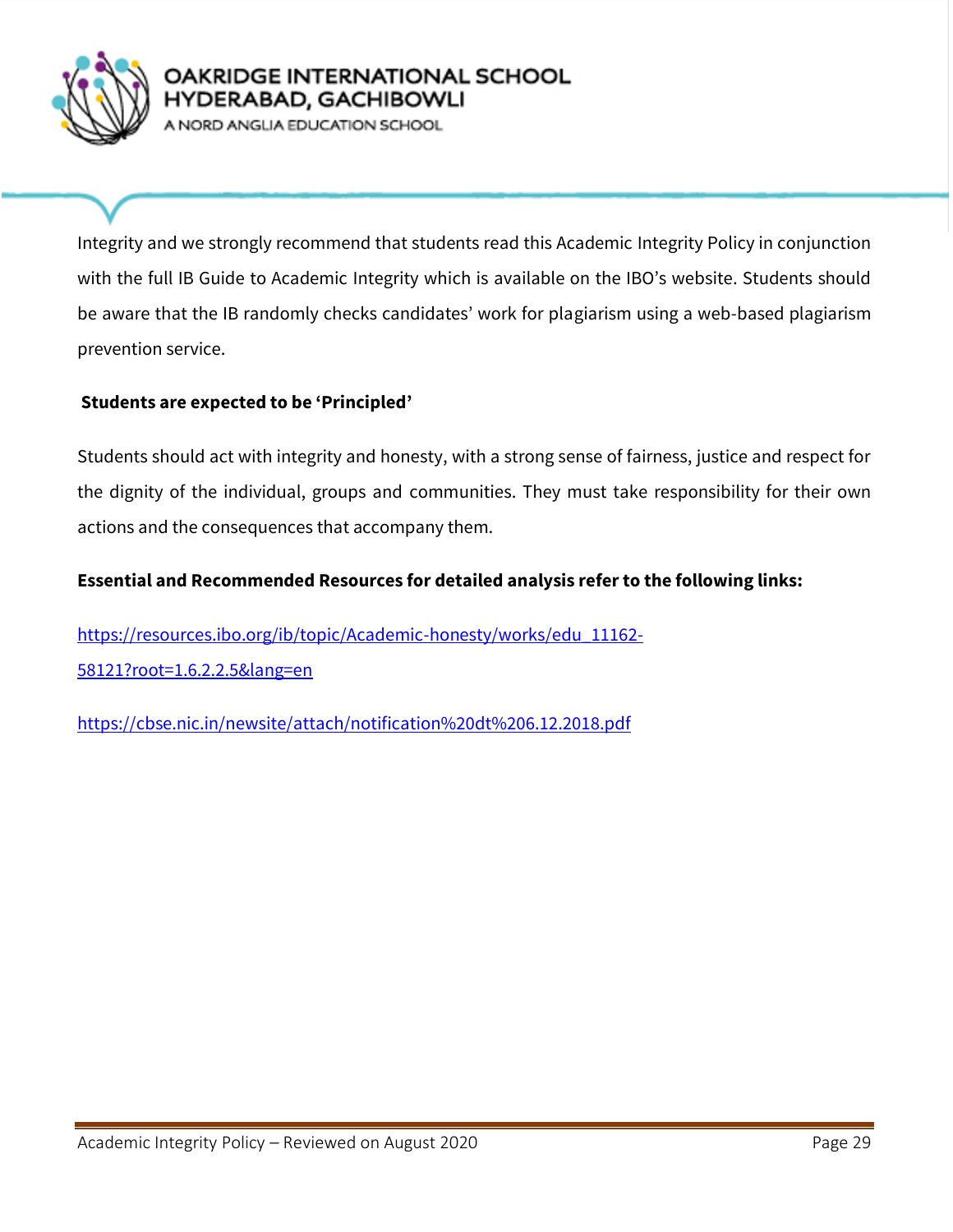Integrity and we strongly recommend that students read this Academic Integrity Policy in conjunction with the full IB Guide to Academic Integrity which is available on the IBO's website. Students should be aware that the IB randomly checks candidates' work for plagiarism using a web-based plagiarism prevention service.

**Students are expected to be 'Principled'**

Students should act with integrity and honesty, with a strong sense of fairness, justice and respect for the dignity of the individual, groups and communities. They must take responsibility for their own actions and the consequences that accompany them.

**Essential and Recommended Resources for detailed analysis refer to the following links:**

https://resources.ibo.org/ib/topic/Academic-honesty/works/edu_11162-58121?root=1.6.2.2.5&lang=en

https://cbse.nic.in/newsite/attach/notification%20dt%206.12.2018.pdf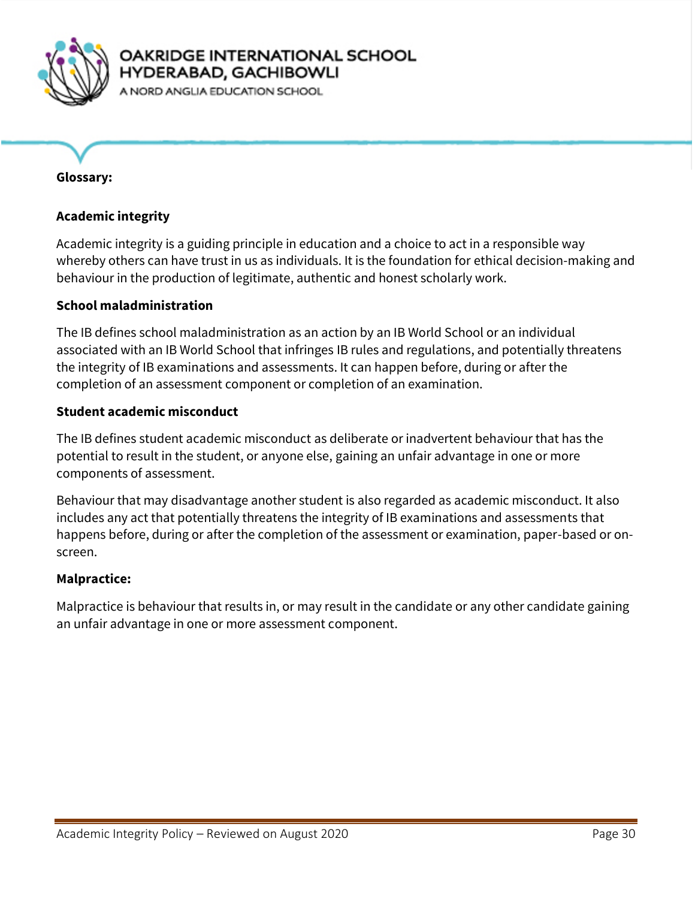**Glossary:**

**Academic integrity**

Academic integrity is a guiding principle in education and a choice to act in a responsible way whereby others can have trust in us as individuals. It is the foundation for ethical decision-making and behaviour in the production of legitimate, authentic and honest scholarly work.

**School maladministration**

The IB defines school maladministration as an action by an IB World School or an individual associated with an IB World School that infringes IB rules and regulations, and potentially threatens the integrity of IB examinations and assessments. It can happen before, during or after the completion of an assessment component or completion of an examination.

**Student academic misconduct**

The IB defines student academic misconduct as deliberate or inadvertent behaviour that has the potential to result in the student, or anyone else, gaining an unfair advantage in one or more components of assessment.

Behaviour that may disadvantage another student is also regarded as academic misconduct. It also includes any act that potentially threatens the integrity of IB examinations and assessments that happens before, during or after the completion of the assessment or examination, paper-based or on-screen.

**Malpractice:**

Malpractice is behaviour that results in, or may result in the candidate or any other candidate gaining an unfair advantage in one or more assessment component.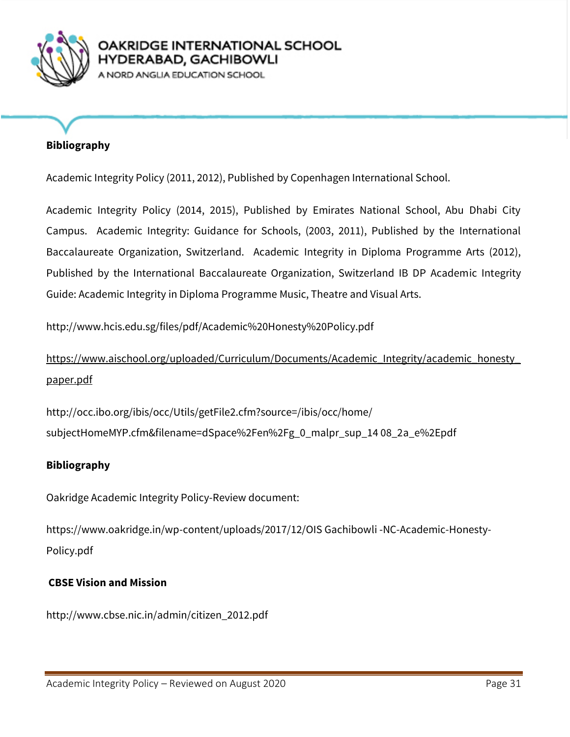**Bibliography**

Academic Integrity Policy (2011, 2012), Published by Copenhagen International School.

Academic Integrity Policy (2014, 2015), Published by Emirates National School, Abu Dhabi City Campus. Academic Integrity: Guidance for Schools, (2003, 2011), Published by the International Baccalaureate Organization, Switzerland. Academic Integrity in Diploma Programme Arts (2012), Published by the International Baccalaureate Organization, Switzerland IB DP Academic Integrity Guide: Academic Integrity in Diploma Programme Music, Theatre and Visual Arts.

http://www.hcis.edu.sg/files/pdf/Academic%20Honesty%20Policy.pdf

https://www.aischool.org/uploaded/Curriculum/Documents/Academic_Integrity/academic_honesty_paper.pdf

http://occ.ibo.org/ibis/occ/Utils/getFile2.cfm?source=/ibis/occ/home/subjectHomeMYP.cfm&filename=dSpace%2Fen%2Fg_0_malpr_sup_14 08_2a_e%2Epdf

**Bibliography**

Oakridge Academic Integrity Policy-Review document:

https://www.oakridge.in/wp-content/uploads/2017/12/OIS Gachibowli -NC-Academic-Honesty-Policy.pdf

**CBSE Vision and Mission**

http://www.cbse.nic.in/admin/citizen_2012.pdf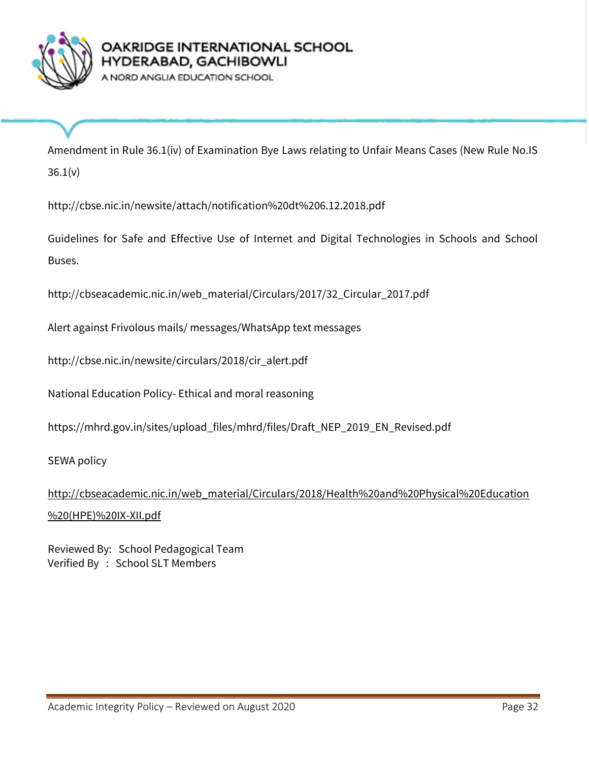Amendment in Rule 36.1(iv) of Examination Bye Laws relating to Unfair Means Cases (New Rule No.IS 36.1(v)

http://cbse.nic.in/newsite/attach/notification%20dt%206.12.2018.pdf

Guidelines for Safe and Effective Use of Internet and Digital Technologies in Schools and School Buses.

http://cbseacademic.nic.in/web_material/Circulars/2017/32_Circular_2017.pdf

Alert against Frivolous mails/ messages/WhatsApp text messages

http://cbse.nic.in/newsite/circulars/2018/cir_alert.pdf

National Education Policy- Ethical and moral reasoning

https://mhrd.gov.in/sites/upload_files/mhrd/files/Draft_NEP_2019_EN_Revised.pdf

SEWA policy

http://cbseacademic.nic.in/web_material/Circulars/2018/Health%20and%20Physical%20Education%20(HPE)%20IX-XII.pdf

Reviewed By: School Pedagogical Team
Verified By : School SLT Members